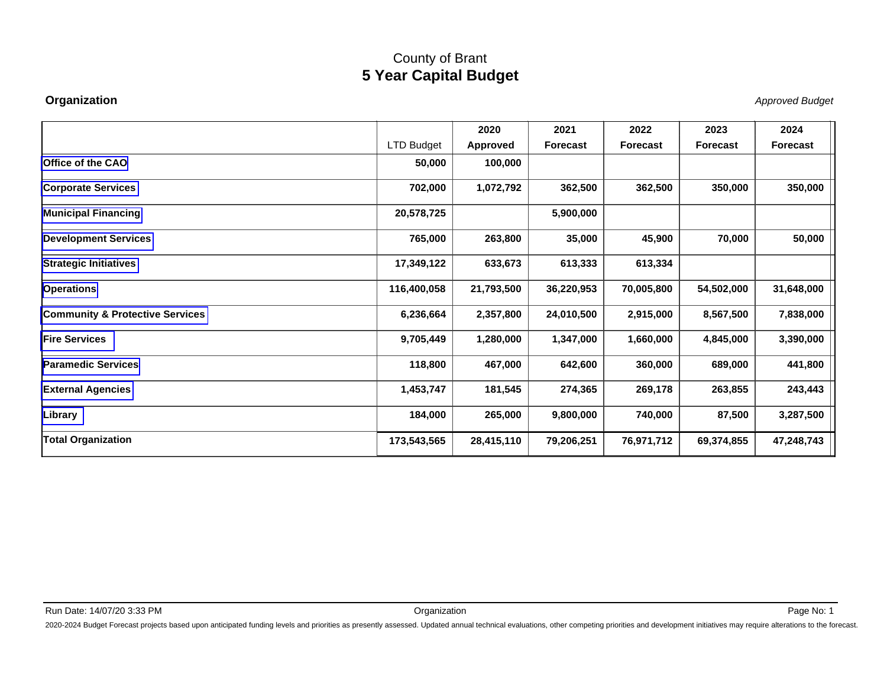# County of Brant
## 5 Year Capital Budget

**Organization**

*Approved Budget*

| | LTD Budget | 2020 Approved | 2021 Forecast | 2022 Forecast | 2023 Forecast | 2024 Forecast |
|---|---|---|---|---|---|---|
| **Office of the CAO** | **50,000** | **100,000** | | | | |
| **Corporate Services** | **702,000** | **1,072,792** | **362,500** | **362,500** | **350,000** | **350,000** |
| **Municipal Financing** | **20,578,725** | | **5,900,000** | | | |
| **Development Services** | **765,000** | **263,800** | **35,000** | **45,900** | **70,000** | **50,000** |
| **Strategic Initiatives** | **17,349,122** | **633,673** | **613,333** | **613,334** | | |
| **Operations** | **116,400,058** | **21,793,500** | **36,220,953** | **70,005,800** | **54,502,000** | **31,648,000** |
| **Community & Protective Services** | **6,236,664** | **2,357,800** | **24,010,500** | **2,915,000** | **8,567,500** | **7,838,000** |
| **Fire Services** | **9,705,449** | **1,280,000** | **1,347,000** | **1,660,000** | **4,845,000** | **3,390,000** |
| **Paramedic Services** | **118,800** | **467,000** | **642,600** | **360,000** | **689,000** | **441,800** |
| **External Agencies** | **1,453,747** | **181,545** | **274,365** | **269,178** | **263,855** | **243,443** |
| **Library** | **184,000** | **265,000** | **9,800,000** | **740,000** | **87,500** | **3,287,500** |
| **Total Organization** | **173,543,565** | **28,415,110** | **79,206,251** | **76,971,712** | **69,374,855** | **47,248,743** |

Run Date: 14/07/20 3:33 PM

2020-2024 Budget Forecast projects based upon anticipated funding levels and priorities as presently assessed. Updated annual technical evaluations, other competing priorities and development initiatives may require alterations to the forecast.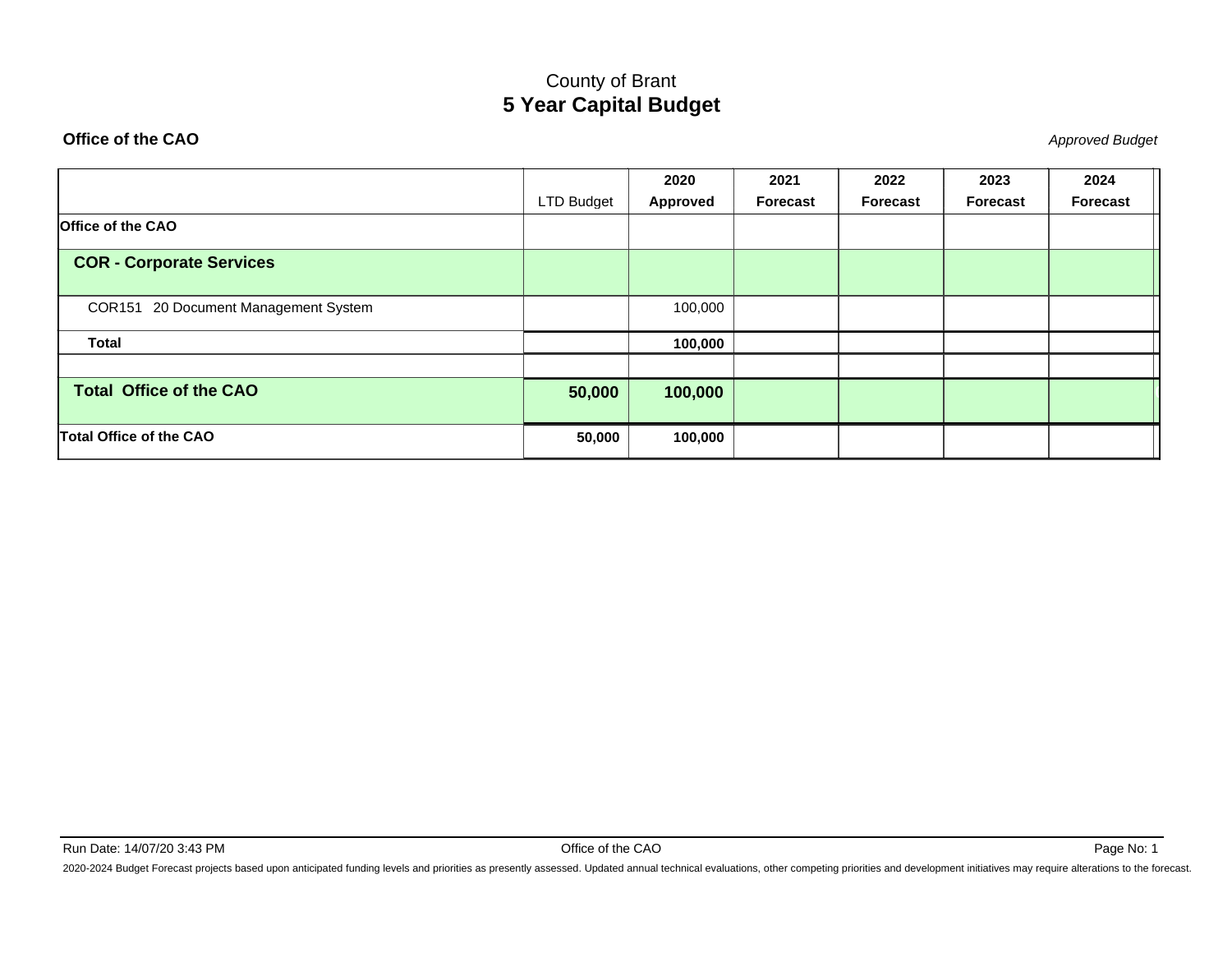County of Brant

# 5 Year Capital Budget

**Office of the CAO**

*Approved Budget*

| | LTD Budget | 2020 Approved | 2021 Forecast | 2022 Forecast | 2023 Forecast | 2024 Forecast |
|---|---|---|---|---|---|---|
| **Office of the CAO** | | | | | | |
| **COR - Corporate Services** | | | | | | |
| COR151 20 Document Management System | | 100,000 | | | | |
| **Total** | | **100,000** | | | | |
| | | | | | | |
| **Total Office of the CAO** | **50,000** | **100,000** | | | | |
| **Total Office of the CAO** | **50,000** | **100,000** | | | | |

Run Date: 14/07/20 3:43 PM

2020-2024 Budget Forecast projects based upon anticipated funding levels and priorities as presently assessed. Updated annual technical evaluations, other competing priorities and development initiatives may require alterations to the forecast.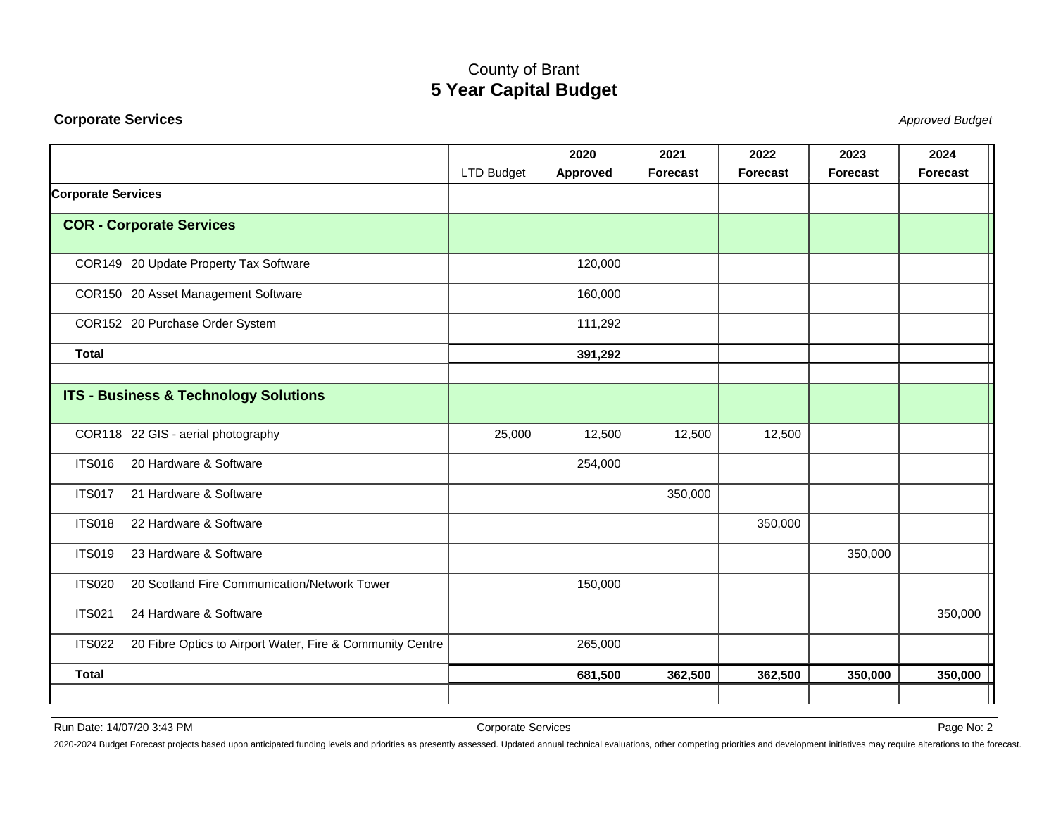# County of Brant
## 5 Year Capital Budget

**Corporate Services**

*Approved Budget*

| | LTD Budget | 2020 Approved | 2021 Forecast | 2022 Forecast | 2023 Forecast | 2024 Forecast |
|---|---|---|---|---|---|---|
| **Corporate Services** | | | | | | |
| **COR - Corporate Services** | | | | | | |
| COR149 20 Update Property Tax Software | | 120,000 | | | | |
| COR150 20 Asset Management Software | | 160,000 | | | | |
| COR152 20 Purchase Order System | | 111,292 | | | | |
| **Total** | | **391,292** | | | | |
| **ITS - Business & Technology Solutions** | | | | | | |
| COR118 22 GIS - aerial photography | 25,000 | 12,500 | 12,500 | 12,500 | | |
| ITS016 20 Hardware & Software | | 254,000 | | | | |
| ITS017 21 Hardware & Software | | | 350,000 | | | |
| ITS018 22 Hardware & Software | | | | 350,000 | | |
| ITS019 23 Hardware & Software | | | | | 350,000 | |
| ITS020 20 Scotland Fire Communication/Network Tower | | 150,000 | | | | |
| ITS021 24 Hardware & Software | | | | | | 350,000 |
| ITS022 20 Fibre Optics to Airport Water, Fire & Community Centre | | 265,000 | | | | |
| **Total** | | **681,500** | **362,500** | **362,500** | **350,000** | **350,000** |

Run Date: 14/07/20 3:43 PM

2020-2024 Budget Forecast projects based upon anticipated funding levels and priorities as presently assessed. Updated annual technical evaluations, other competing priorities and development initiatives may require alterations to the forecast.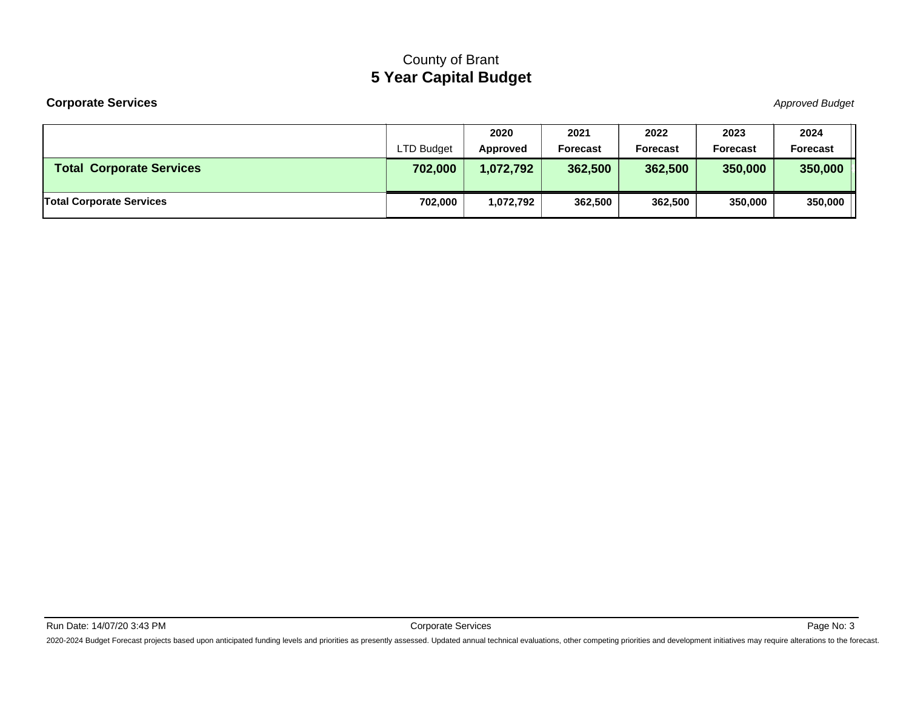County of Brant

# 5 Year Capital Budget

**Corporate Services**

*Approved Budget*

| | LTD Budget | 2020 Approved | 2021 Forecast | 2022 Forecast | 2023 Forecast | 2024 Forecast |
|---|---|---|---|---|---|---|
| **Total Corporate Services** | **702,000** | **1,072,792** | **362,500** | **362,500** | **350,000** | **350,000** |
| **Total Corporate Services** | **702,000** | **1,072,792** | **362,500** | **362,500** | **350,000** | **350,000** |

Run Date: 14/07/20 3:43 PM

Corporate Services

2020-2024 Budget Forecast projects based upon anticipated funding levels and priorities as presently assessed. Updated annual technical evaluations, other competing priorities and development initiatives may require alterations to the forecast.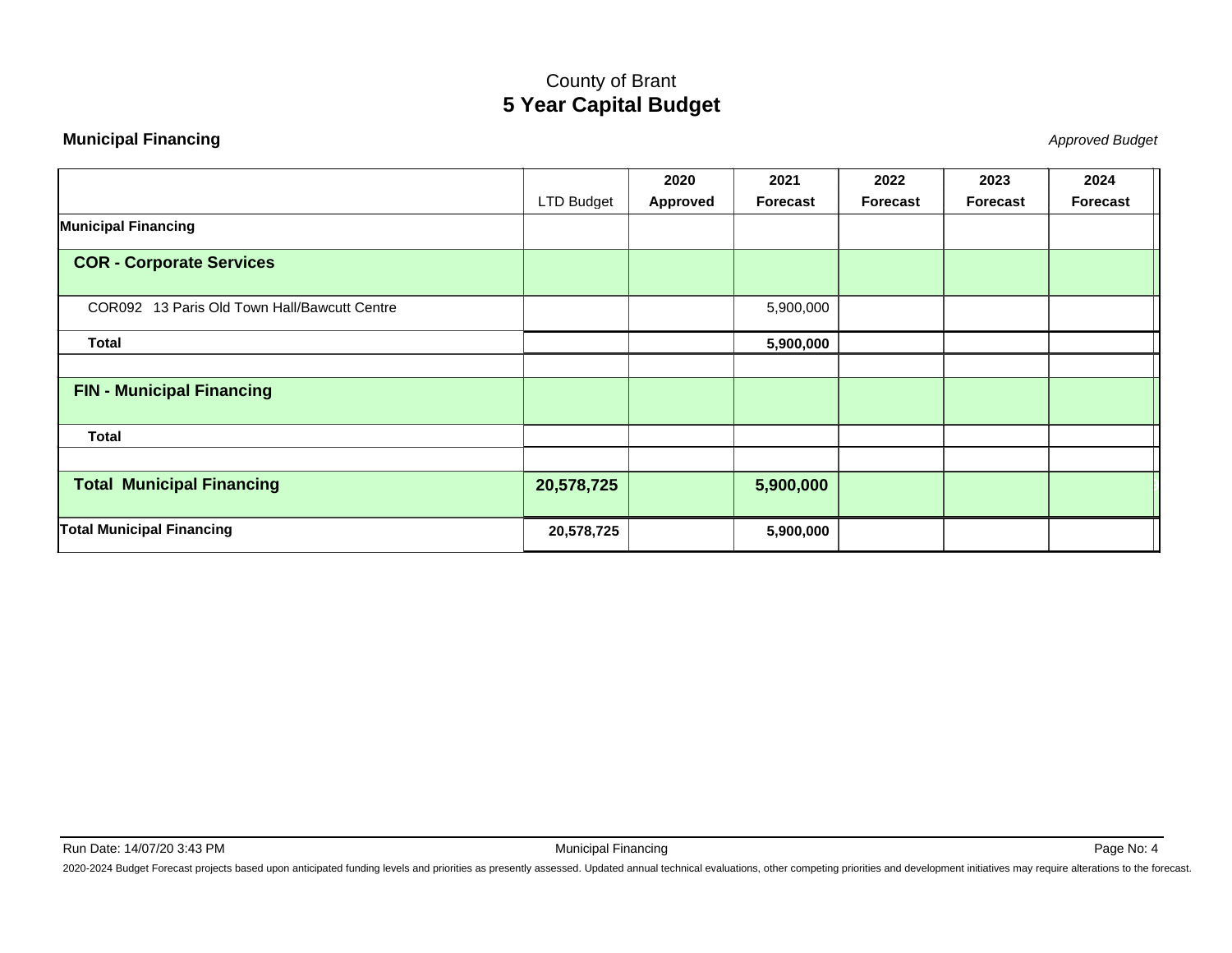County of Brant

# 5 Year Capital Budget

**Municipal Financing** *Approved Budget*

| | LTD Budget | 2020 Approved | 2021 Forecast | 2022 Forecast | 2023 Forecast | 2024 Forecast |
|---|---|---|---|---|---|---|
| **Municipal Financing** | | | | | | |
| **COR - Corporate Services** | | | | | | |
| COR092 13 Paris Old Town Hall/Bawcutt Centre | | | 5,900,000 | | | |
| **Total** | | | **5,900,000** | | | |
| | | | | | | |
| **FIN - Municipal Financing** | | | | | | |
| **Total** | | | | | | |
| | | | | | | |
| **Total Municipal Financing** | **20,578,725** | | **5,900,000** | | | |
| **Total Municipal Financing** | **20,578,725** | | **5,900,000** | | | |

2020-2024 Budget Forecast projects based upon anticipated funding levels and priorities as presently assessed. Updated annual technical evaluations, other competing priorities and development initiatives may require alterations to the forecast.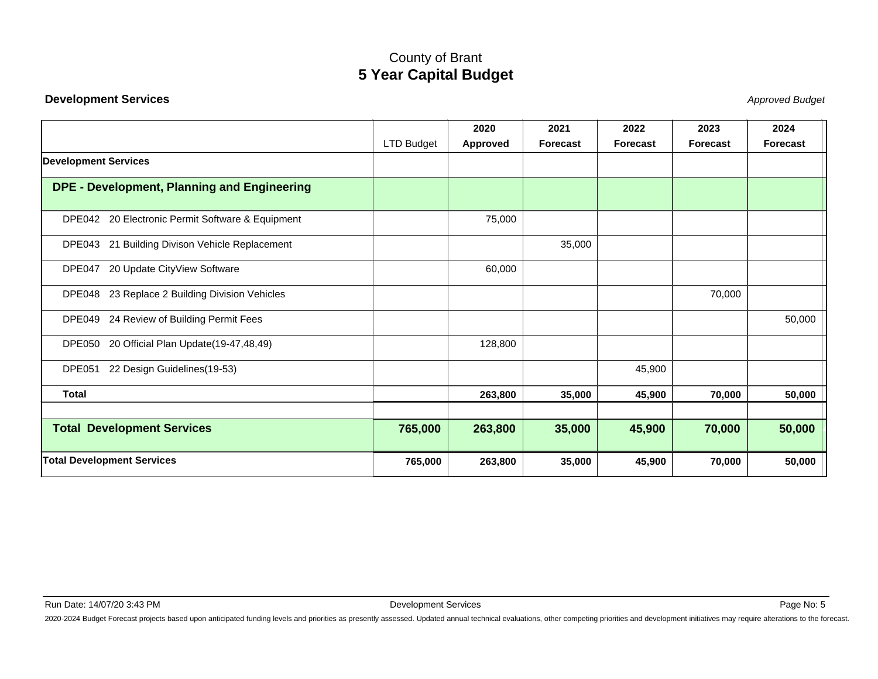# County of Brant
## 5 Year Capital Budget

**Development Services**

*Approved Budget*

| | LTD Budget | 2020 Approved | 2021 Forecast | 2022 Forecast | 2023 Forecast | 2024 Forecast |
|---|---|---|---|---|---|---|
| **Development Services** | | | | | | |
| **DPE - Development, Planning and Engineering** | | | | | | |
| DPE042 20 Electronic Permit Software & Equipment | | 75,000 | | | | |
| DPE043 21 Building Divison Vehicle Replacement | | | 35,000 | | | |
| DPE047 20 Update CityView Software | | 60,000 | | | | |
| DPE048 23 Replace 2 Building Division Vehicles | | | | | 70,000 | |
| DPE049 24 Review of Building Permit Fees | | | | | | 50,000 |
| DPE050 20 Official Plan Update(19-47,48,49) | | 128,800 | | | | |
| DPE051 22 Design Guidelines(19-53) | | | | 45,900 | | |
| **Total** | | **263,800** | **35,000** | **45,900** | **70,000** | **50,000** |
| **Total Development Services** | **765,000** | **263,800** | **35,000** | **45,900** | **70,000** | **50,000** |
| **Total Development Services** | **765,000** | **263,800** | **35,000** | **45,900** | **70,000** | **50,000** |

Run Date: 14/07/20 3:43 PM

2020-2024 Budget Forecast projects based upon anticipated funding levels and priorities as presently assessed. Updated annual technical evaluations, other competing priorities and development initiatives may require alterations to the forecast.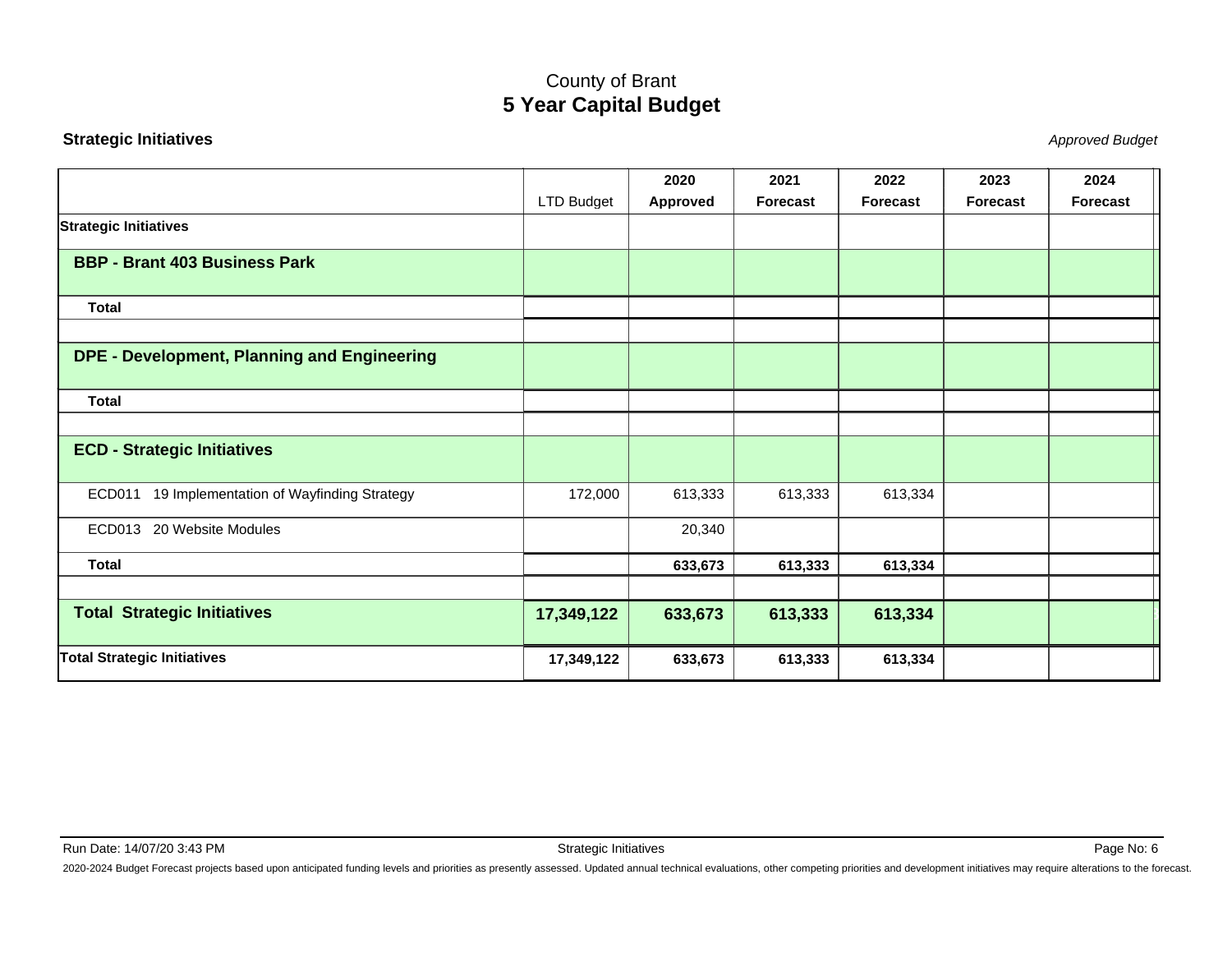County of Brant

# 5 Year Capital Budget

**Strategic Initiatives** *Approved Budget*

| | LTD Budget | 2020 Approved | 2021 Forecast | 2022 Forecast | 2023 Forecast | 2024 Forecast |
|---|---|---|---|---|---|---|
| **Strategic Initiatives** | | | | | | |
| **BBP - Brant 403 Business Park** | | | | | | |
| **Total** | | | | | | |
| | | | | | | |
| **DPE - Development, Planning and Engineering** | | | | | | |
| **Total** | | | | | | |
| | | | | | | |
| **ECD - Strategic Initiatives** | | | | | | |
| ECD011 19 Implementation of Wayfinding Strategy | 172,000 | 613,333 | 613,333 | 613,334 | | |
| ECD013 20 Website Modules | | 20,340 | | | | |
| **Total** | | **633,673** | **613,333** | **613,334** | | |
| | | | | | | |
| **Total Strategic Initiatives** | **17,349,122** | **633,673** | **613,333** | **613,334** | | |
| **Total Strategic Initiatives** | **17,349,122** | **633,673** | **613,333** | **613,334** | | |

Run Date: 14/07/20 3:43 PM

2020-2024 Budget Forecast projects based upon anticipated funding levels and priorities as presently assessed. Updated annual technical evaluations, other competing priorities and development initiatives may require alterations to the forecast.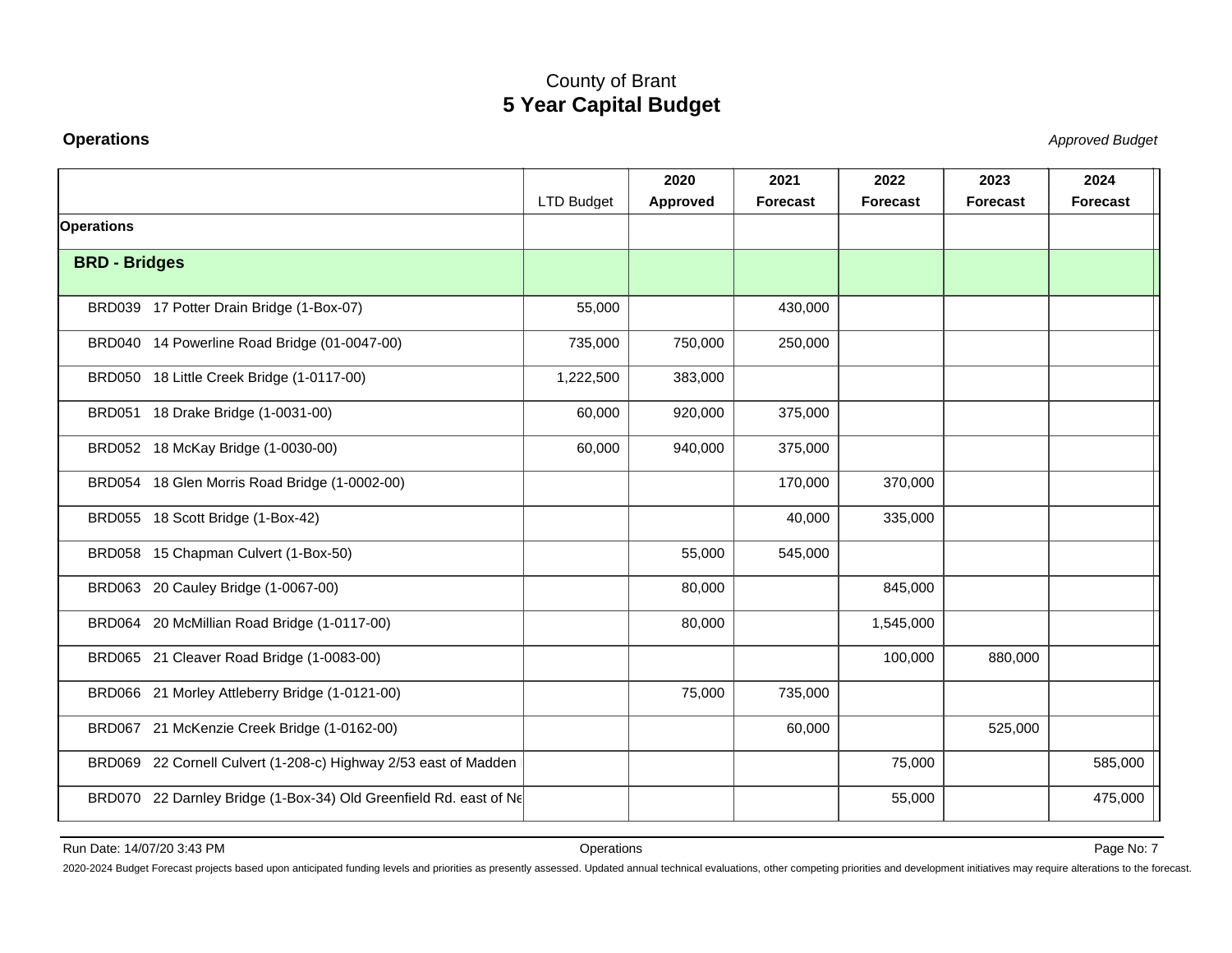# County of Brant
## 5 Year Capital Budget

**Operations** *Approved Budget*

| | LTD Budget | 2020 Approved | 2021 Forecast | 2022 Forecast | 2023 Forecast | 2024 Forecast |
|---|---|---|---|---|---|---|
| **Operations** | | | | | | |
| **BRD - Bridges** | | | | | | |
| BRD039 17 Potter Drain Bridge (1-Box-07) | 55,000 | | 430,000 | | | |
| BRD040 14 Powerline Road Bridge (01-0047-00) | 735,000 | 750,000 | 250,000 | | | |
| BRD050 18 Little Creek Bridge (1-0117-00) | 1,222,500 | 383,000 | | | | |
| BRD051 18 Drake Bridge (1-0031-00) | 60,000 | 920,000 | 375,000 | | | |
| BRD052 18 McKay Bridge (1-0030-00) | 60,000 | 940,000 | 375,000 | | | |
| BRD054 18 Glen Morris Road Bridge (1-0002-00) | | | 170,000 | 370,000 | | |
| BRD055 18 Scott Bridge (1-Box-42) | | | 40,000 | 335,000 | | |
| BRD058 15 Chapman Culvert (1-Box-50) | | 55,000 | 545,000 | | | |
| BRD063 20 Cauley Bridge (1-0067-00) | | 80,000 | | 845,000 | | |
| BRD064 20 McMillian Road Bridge (1-0117-00) | | 80,000 | | 1,545,000 | | |
| BRD065 21 Cleaver Road Bridge (1-0083-00) | | | | 100,000 | 880,000 | |
| BRD066 21 Morley Attleberry Bridge (1-0121-00) | | 75,000 | 735,000 | | | |
| BRD067 21 McKenzie Creek Bridge (1-0162-00) | | | 60,000 | | 525,000 | |
| BRD069 22 Cornell Culvert (1-208-c) Highway 2/53 east of Madden | | | | 75,000 | | 585,000 |
| BRD070 22 Darnley Bridge (1-Box-34) Old Greenfield Rd. east of Ne | | | | 55,000 | | 475,000 |

Run Date: 14/07/20 3:43 PM

2020-2024 Budget Forecast projects based upon anticipated funding levels and priorities as presently assessed. Updated annual technical evaluations, other competing priorities and development initiatives may require alterations to the forecast.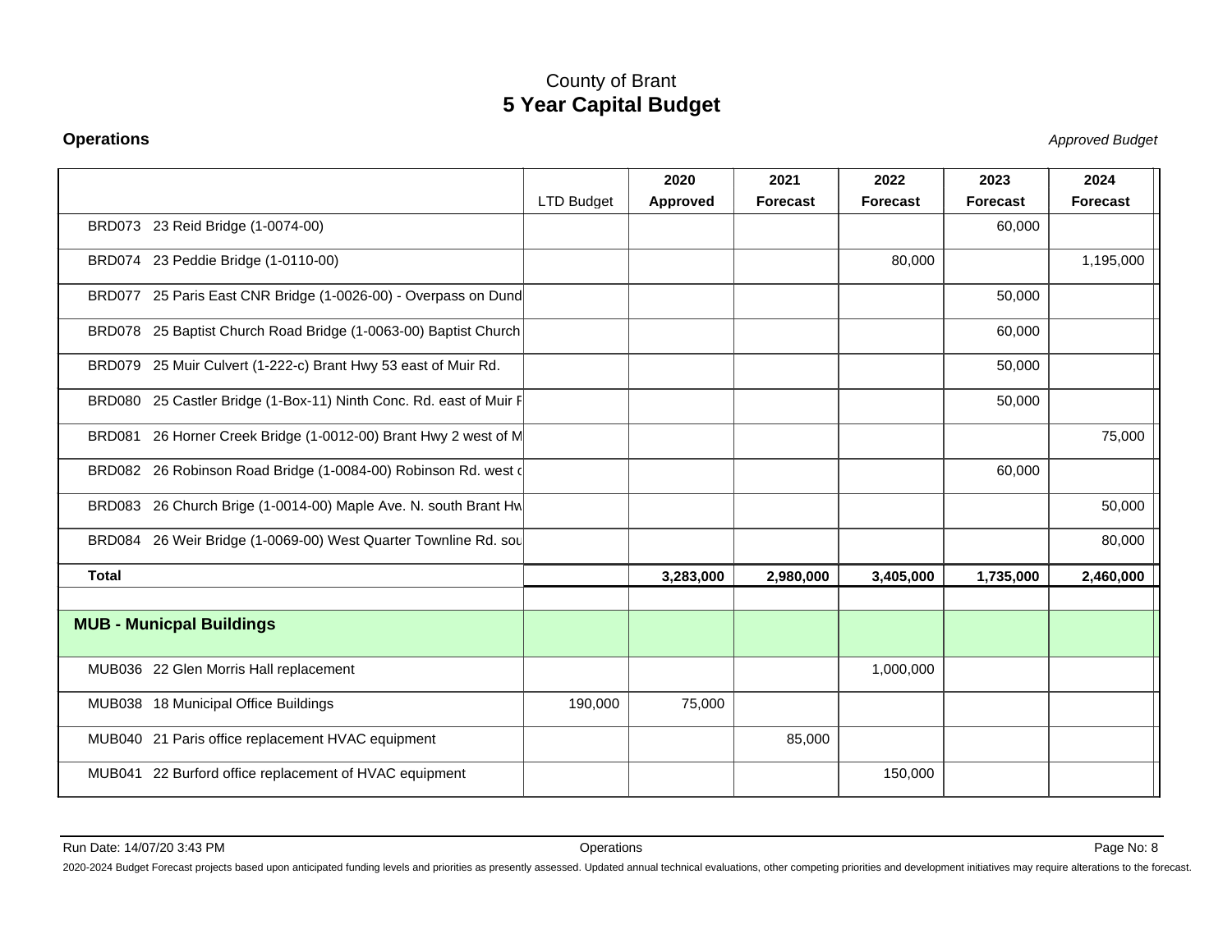# County of Brant
## 5 Year Capital Budget

**Operations** *Approved Budget*

| | LTD Budget | 2020 Approved | 2021 Forecast | 2022 Forecast | 2023 Forecast | 2024 Forecast |
|---|---|---|---|---|---|---|
| BRD073 23 Reid Bridge (1-0074-00) | | | | | 60,000 | |
| BRD074 23 Peddie Bridge (1-0110-00) | | | | 80,000 | | 1,195,000 |
| BRD077 25 Paris East CNR Bridge (1-0026-00) - Overpass on Dund | | | | | 50,000 | |
| BRD078 25 Baptist Church Road Bridge (1-0063-00) Baptist Church | | | | | 60,000 | |
| BRD079 25 Muir Culvert (1-222-c) Brant Hwy 53 east of Muir Rd. | | | | | 50,000 | |
| BRD080 25 Castler Bridge (1-Box-11) Ninth Conc. Rd. east of Muir F | | | | | 50,000 | |
| BRD081 26 Horner Creek Bridge (1-0012-00) Brant Hwy 2 west of M | | | | | | 75,000 |
| BRD082 26 Robinson Road Bridge (1-0084-00) Robinson Rd. west c | | | | | 60,000 | |
| BRD083 26 Church Brige (1-0014-00) Maple Ave. N. south Brant Hw | | | | | | 50,000 |
| BRD084 26 Weir Bridge (1-0069-00) West Quarter Townline Rd. sou | | | | | | 80,000 |
| **Total** | | **3,283,000** | **2,980,000** | **3,405,000** | **1,735,000** | **2,460,000** |
| | | | | | | |
| **MUB - Municpal Buildings** | | | | | | |
| MUB036 22 Glen Morris Hall replacement | | | | 1,000,000 | | |
| MUB038 18 Municipal Office Buildings | 190,000 | 75,000 | | | | |
| MUB040 21 Paris office replacement HVAC equipment | | | 85,000 | | | |
| MUB041 22 Burford office replacement of HVAC equipment | | | | 150,000 | | |

Run Date: 14/07/20 3:43 PM

2020-2024 Budget Forecast projects based upon anticipated funding levels and priorities as presently assessed. Updated annual technical evaluations, other competing priorities and development initiatives may require alterations to the forecast.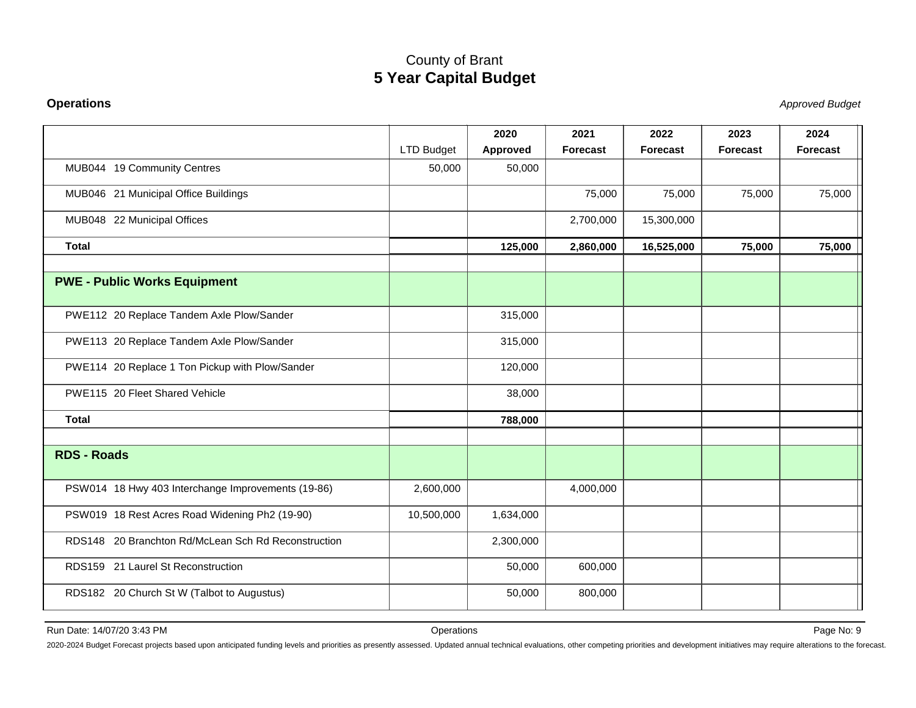# County of Brant
## 5 Year Capital Budget

**Operations** *Approved Budget*

| | LTD Budget | 2020 Approved | 2021 Forecast | 2022 Forecast | 2023 Forecast | 2024 Forecast |
|---|---|---|---|---|---|---|
| MUB044 19 Community Centres | 50,000 | 50,000 | | | | |
| MUB046 21 Municipal Office Buildings | | | 75,000 | 75,000 | 75,000 | 75,000 |
| MUB048 22 Municipal Offices | | | 2,700,000 | 15,300,000 | | |
| **Total** | | **125,000** | **2,860,000** | **16,525,000** | **75,000** | **75,000** |
| | | | | | | |
| **PWE - Public Works Equipment** | | | | | | |
| PWE112 20 Replace Tandem Axle Plow/Sander | | 315,000 | | | | |
| PWE113 20 Replace Tandem Axle Plow/Sander | | 315,000 | | | | |
| PWE114 20 Replace 1 Ton Pickup with Plow/Sander | | 120,000 | | | | |
| PWE115 20 Fleet Shared Vehicle | | 38,000 | | | | |
| **Total** | | **788,000** | | | | |
| | | | | | | |
| **RDS - Roads** | | | | | | |
| PSW014 18 Hwy 403 Interchange Improvements (19-86) | 2,600,000 | | 4,000,000 | | | |
| PSW019 18 Rest Acres Road Widening Ph2 (19-90) | 10,500,000 | 1,634,000 | | | | |
| RDS148 20 Branchton Rd/McLean Sch Rd Reconstruction | | 2,300,000 | | | | |
| RDS159 21 Laurel St Reconstruction | | 50,000 | 600,000 | | | |
| RDS182 20 Church St W (Talbot to Augustus) | | 50,000 | 800,000 | | | |

2020-2024 Budget Forecast projects based upon anticipated funding levels and priorities as presently assessed. Updated annual technical evaluations, other competing priorities and development initiatives may require alterations to the forecast.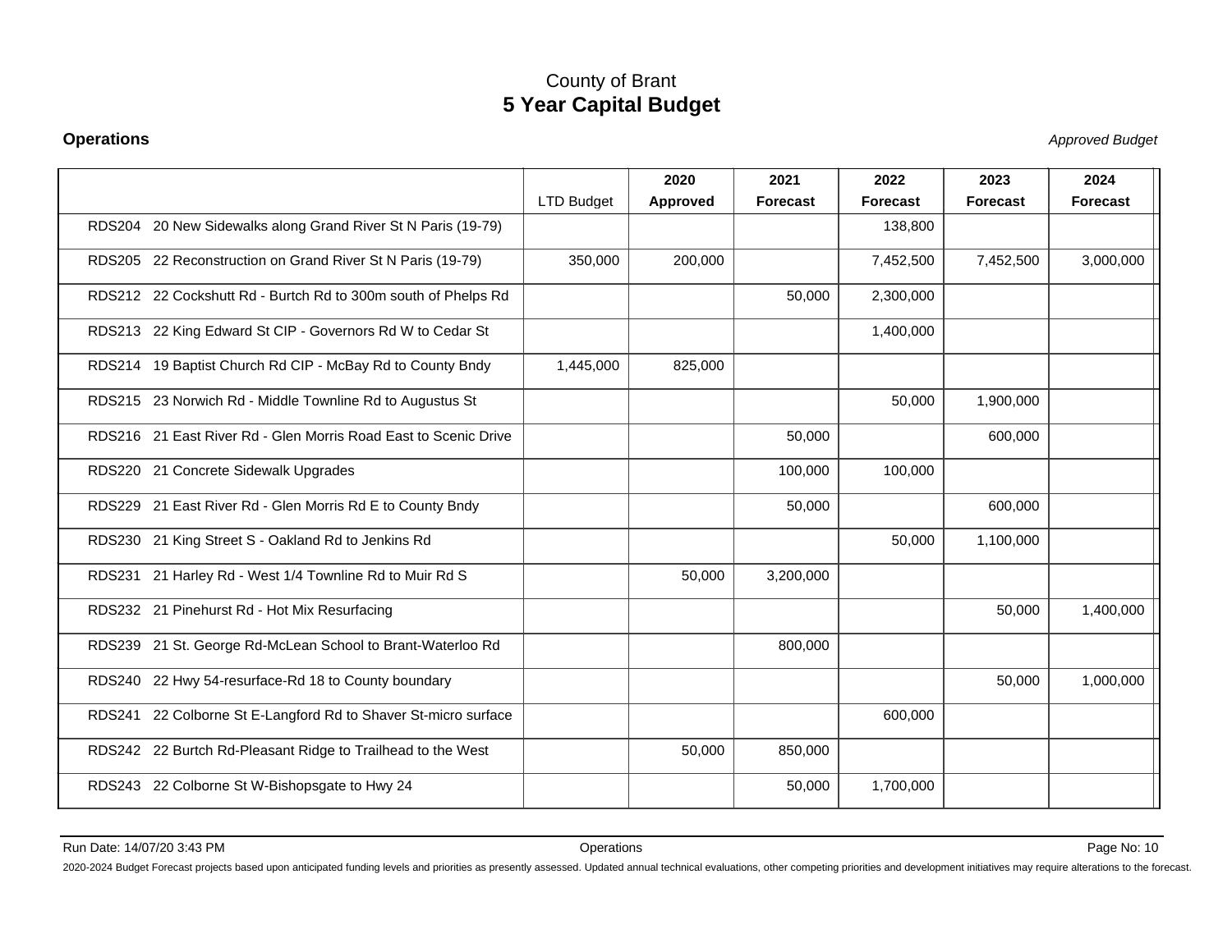# County of Brant
## 5 Year Capital Budget

**Operations** *Approved Budget*

| | LTD Budget | 2020 Approved | 2021 Forecast | 2022 Forecast | 2023 Forecast | 2024 Forecast |
|---|---|---|---|---|---|---|
| RDS204 20 New Sidewalks along Grand River St N Paris (19-79) | | | | 138,800 | | |
| RDS205 22 Reconstruction on Grand River St N Paris (19-79) | 350,000 | 200,000 | | 7,452,500 | 7,452,500 | 3,000,000 |
| RDS212 22 Cockshutt Rd - Burtch Rd to 300m south of Phelps Rd | | | 50,000 | 2,300,000 | | |
| RDS213 22 King Edward St CIP - Governors Rd W to Cedar St | | | | 1,400,000 | | |
| RDS214 19 Baptist Church Rd CIP - McBay Rd to County Bndy | 1,445,000 | 825,000 | | | | |
| RDS215 23 Norwich Rd - Middle Townline Rd to Augustus St | | | | 50,000 | 1,900,000 | |
| RDS216 21 East River Rd - Glen Morris Road East to Scenic Drive | | | 50,000 | | 600,000 | |
| RDS220 21 Concrete Sidewalk Upgrades | | | 100,000 | 100,000 | | |
| RDS229 21 East River Rd - Glen Morris Rd E to County Bndy | | | 50,000 | | 600,000 | |
| RDS230 21 King Street S - Oakland Rd to Jenkins Rd | | | | 50,000 | 1,100,000 | |
| RDS231 21 Harley Rd - West 1/4 Townline Rd to Muir Rd S | | 50,000 | 3,200,000 | | | |
| RDS232 21 Pinehurst Rd - Hot Mix Resurfacing | | | | | 50,000 | 1,400,000 |
| RDS239 21 St. George Rd-McLean School to Brant-Waterloo Rd | | | 800,000 | | | |
| RDS240 22 Hwy 54-resurface-Rd 18 to County boundary | | | | | 50,000 | 1,000,000 |
| RDS241 22 Colborne St E-Langford Rd to Shaver St-micro surface | | | | 600,000 | | |
| RDS242 22 Burtch Rd-Pleasant Ridge to Trailhead to the West | | 50,000 | 850,000 | | | |
| RDS243 22 Colborne St W-Bishopsgate to Hwy 24 | | | 50,000 | 1,700,000 | | |

Run Date: 14/07/20 3:43 PM Operations

2020-2024 Budget Forecast projects based upon anticipated funding levels and priorities as presently assessed. Updated annual technical evaluations, other competing priorities and development initiatives may require alterations to the forecast.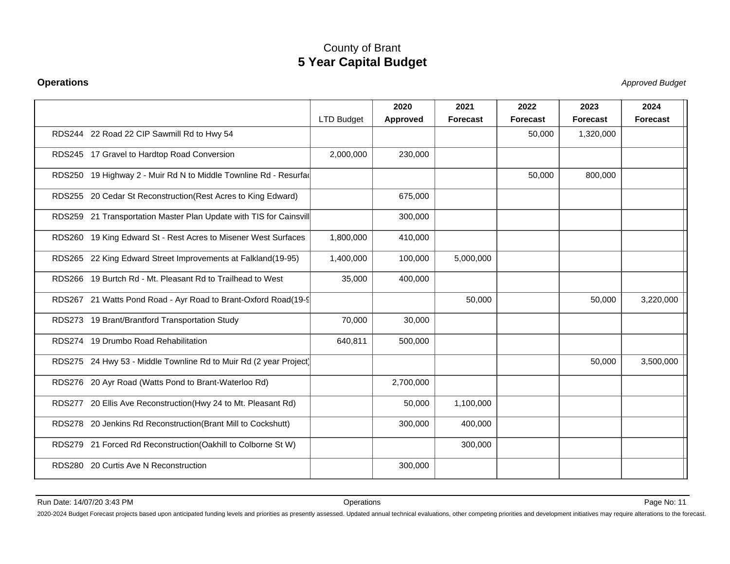# County of Brant
## 5 Year Capital Budget

**Operations** *Approved Budget*

| | LTD Budget | 2020 Approved | 2021 Forecast | 2022 Forecast | 2023 Forecast | 2024 Forecast |
|---|---|---|---|---|---|---|
| RDS244 22 Road 22 CIP Sawmill Rd to Hwy 54 | | | | 50,000 | 1,320,000 | |
| RDS245 17 Gravel to Hardtop Road Conversion | 2,000,000 | 230,000 | | | | |
| RDS250 19 Highway 2 - Muir Rd N to Middle Townline Rd - Resurfa | | | | 50,000 | 800,000 | |
| RDS255 20 Cedar St Reconstruction(Rest Acres to King Edward) | | 675,000 | | | | |
| RDS259 21 Transportation Master Plan Update with TIS for Cainsvill | | 300,000 | | | | |
| RDS260 19 King Edward St - Rest Acres to Misener West Surfaces | 1,800,000 | 410,000 | | | | |
| RDS265 22 King Edward Street Improvements at Falkland(19-95) | 1,400,000 | 100,000 | 5,000,000 | | | |
| RDS266 19 Burtch Rd - Mt. Pleasant Rd to Trailhead to West | 35,000 | 400,000 | | | | |
| RDS267 21 Watts Pond Road - Ayr Road to Brant-Oxford Road(19-9 | | | 50,000 | | 50,000 | 3,220,000 |
| RDS273 19 Brant/Brantford Transportation Study | 70,000 | 30,000 | | | | |
| RDS274 19 Drumbo Road Rehabilitation | 640,811 | 500,000 | | | | |
| RDS275 24 Hwy 53 - Middle Townline Rd to Muir Rd (2 year Project) | | | | | 50,000 | 3,500,000 |
| RDS276 20 Ayr Road (Watts Pond to Brant-Waterloo Rd) | | 2,700,000 | | | | |
| RDS277 20 Ellis Ave Reconstruction(Hwy 24 to Mt. Pleasant Rd) | | 50,000 | 1,100,000 | | | |
| RDS278 20 Jenkins Rd Reconstruction(Brant Mill to Cockshutt) | | 300,000 | 400,000 | | | |
| RDS279 21 Forced Rd Reconstruction(Oakhill to Colborne St W) | | | 300,000 | | | |
| RDS280 20 Curtis Ave N Reconstruction | | 300,000 | | | | |

Run Date: 14/07/20 3:43 PM Operations

2020-2024 Budget Forecast projects based upon anticipated funding levels and priorities as presently assessed. Updated annual technical evaluations, other competing priorities and development initiatives may require alterations to the forecast.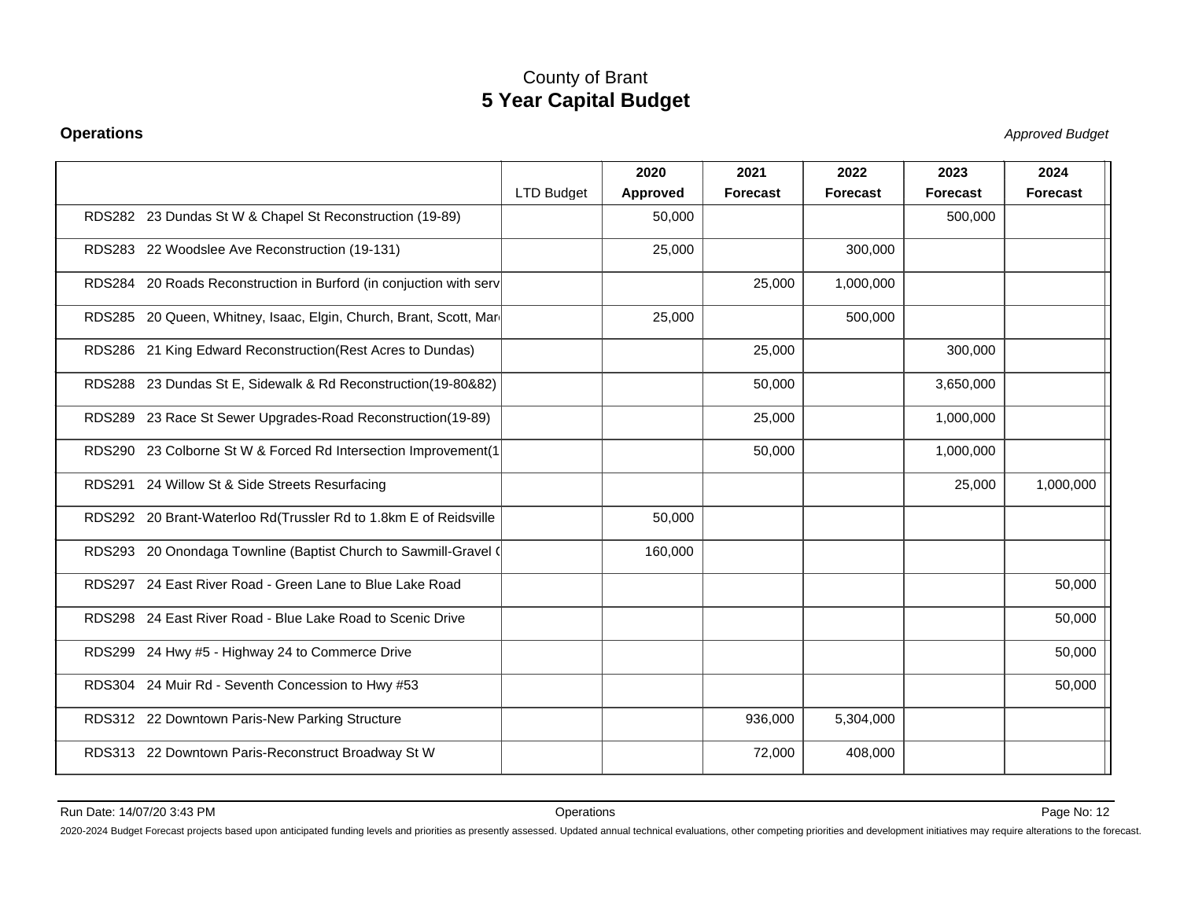# County of Brant
# 5 Year Capital Budget

**Operations** *Approved Budget*

| | LTD Budget | 2020 Approved | 2021 Forecast | 2022 Forecast | 2023 Forecast | 2024 Forecast |
|---|---|---|---|---|---|---|
| RDS282 23 Dundas St W & Chapel St Reconstruction (19-89) | | 50,000 | | | 500,000 | |
| RDS283 22 Woodslee Ave Reconstruction (19-131) | | 25,000 | | 300,000 | | |
| RDS284 20 Roads Reconstruction in Burford (in conjuction with serv | | | 25,000 | 1,000,000 | | |
| RDS285 20 Queen, Whitney, Isaac, Elgin, Church, Brant, Scott, Mar | | 25,000 | | 500,000 | | |
| RDS286 21 King Edward Reconstruction(Rest Acres to Dundas) | | | 25,000 | | 300,000 | |
| RDS288 23 Dundas St E, Sidewalk & Rd Reconstruction(19-80&82) | | | 50,000 | | 3,650,000 | |
| RDS289 23 Race St Sewer Upgrades-Road Reconstruction(19-89) | | | 25,000 | | 1,000,000 | |
| RDS290 23 Colborne St W & Forced Rd Intersection Improvement(1 | | | 50,000 | | 1,000,000 | |
| RDS291 24 Willow St & Side Streets Resurfacing | | | | | 25,000 | 1,000,000 |
| RDS292 20 Brant-Waterloo Rd(Trussler Rd to 1.8km E of Reidsville | | 50,000 | | | | |
| RDS293 20 Onondaga Townline (Baptist Church to Sawmill-Gravel ( | | 160,000 | | | | |
| RDS297 24 East River Road - Green Lane to Blue Lake Road | | | | | | 50,000 |
| RDS298 24 East River Road - Blue Lake Road to Scenic Drive | | | | | | 50,000 |
| RDS299 24 Hwy #5 - Highway 24 to Commerce Drive | | | | | | 50,000 |
| RDS304 24 Muir Rd - Seventh Concession to Hwy #53 | | | | | | 50,000 |
| RDS312 22 Downtown Paris-New Parking Structure | | | 936,000 | 5,304,000 | | |
| RDS313 22 Downtown Paris-Reconstruct Broadway St W | | | 72,000 | 408,000 | | |

Run Date: 14/07/20 3:43 PM Operations

2020-2024 Budget Forecast projects based upon anticipated funding levels and priorities as presently assessed. Updated annual technical evaluations, other competing priorities and development initiatives may require alterations to the forecast.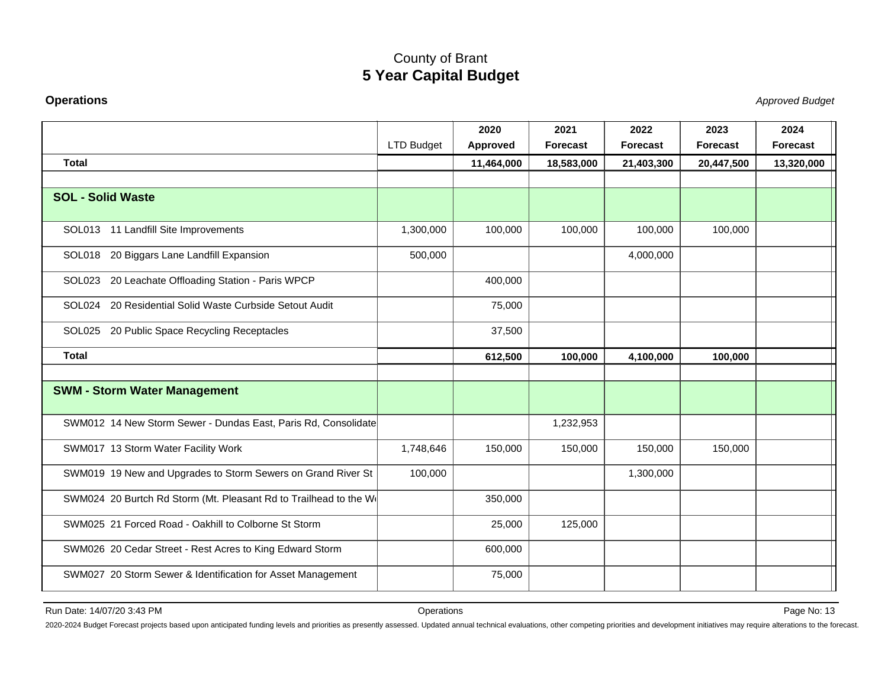County of Brant
# 5 Year Capital Budget

**Operations** *Approved Budget*

| | LTD Budget | 2020 Approved | 2021 Forecast | 2022 Forecast | 2023 Forecast | 2024 Forecast |
|---|---|---|---|---|---|---|
| **Total** | | **11,464,000** | **18,583,000** | **21,403,300** | **20,447,500** | **13,320,000** |
| | | | | | | |
| **SOL - Solid Waste** | | | | | | |
| SOL013 11 Landfill Site Improvements | 1,300,000 | 100,000 | 100,000 | 100,000 | 100,000 | |
| SOL018 20 Biggars Lane Landfill Expansion | 500,000 | | | 4,000,000 | | |
| SOL023 20 Leachate Offloading Station - Paris WPCP | | 400,000 | | | | |
| SOL024 20 Residential Solid Waste Curbside Setout Audit | | 75,000 | | | | |
| SOL025 20 Public Space Recycling Receptacles | | 37,500 | | | | |
| **Total** | | **612,500** | **100,000** | **4,100,000** | **100,000** | |
| | | | | | | |
| **SWM - Storm Water Management** | | | | | | |
| SWM012 14 New Storm Sewer - Dundas East, Paris Rd, Consolidate | | | 1,232,953 | | | |
| SWM017 13 Storm Water Facility Work | 1,748,646 | 150,000 | 150,000 | 150,000 | 150,000 | |
| SWM019 19 New and Upgrades to Storm Sewers on Grand River St | 100,000 | | | 1,300,000 | | |
| SWM024 20 Burtch Rd Storm (Mt. Pleasant Rd to Trailhead to the W | | 350,000 | | | | |
| SWM025 21 Forced Road - Oakhill to Colborne St Storm | | 25,000 | 125,000 | | | |
| SWM026 20 Cedar Street - Rest Acres to King Edward Storm | | 600,000 | | | | |
| SWM027 20 Storm Sewer & Identification for Asset Management | | 75,000 | | | | |

Run Date: 14/07/20 3:43 PM

2020-2024 Budget Forecast projects based upon anticipated funding levels and priorities as presently assessed. Updated annual technical evaluations, other competing priorities and development initiatives may require alterations to the forecast.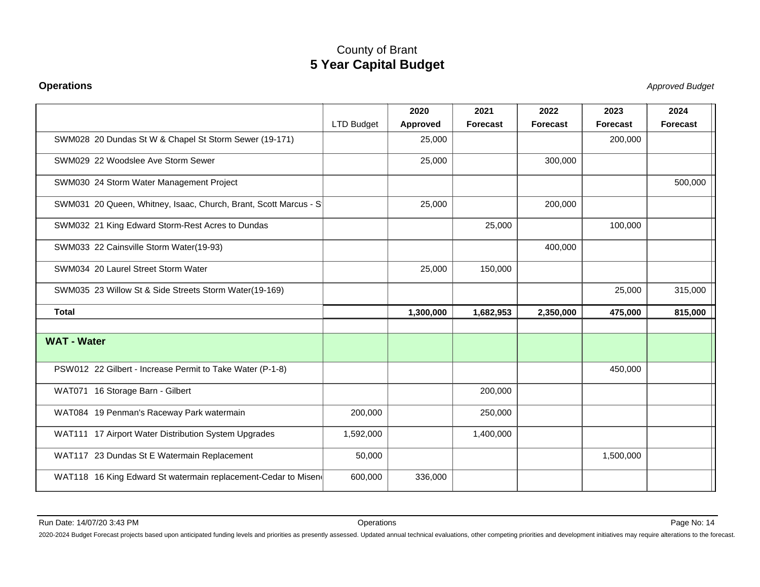# County of Brant
## 5 Year Capital Budget

**Operations** *Approved Budget*

| | LTD Budget | 2020 Approved | 2021 Forecast | 2022 Forecast | 2023 Forecast | 2024 Forecast |
|---|---|---|---|---|---|---|
| SWM028 20 Dundas St W & Chapel St Storm Sewer (19-171) | | 25,000 | | | 200,000 | |
| SWM029 22 Woodslee Ave Storm Sewer | | 25,000 | | 300,000 | | |
| SWM030 24 Storm Water Management Project | | | | | | 500,000 |
| SWM031 20 Queen, Whitney, Isaac, Church, Brant, Scott Marcus - S | | 25,000 | | 200,000 | | |
| SWM032 21 King Edward Storm-Rest Acres to Dundas | | | 25,000 | | 100,000 | |
| SWM033 22 Cainsville Storm Water(19-93) | | | | 400,000 | | |
| SWM034 20 Laurel Street Storm Water | | 25,000 | 150,000 | | | |
| SWM035 23 Willow St & Side Streets Storm Water(19-169) | | | | | 25,000 | 315,000 |
| **Total** | | **1,300,000** | **1,682,953** | **2,350,000** | **475,000** | **815,000** |
| | | | | | | |
| **WAT - Water** | | | | | | |
| PSW012 22 Gilbert - Increase Permit to Take Water (P-1-8) | | | | | 450,000 | |
| WAT071 16 Storage Barn - Gilbert | | | 200,000 | | | |
| WAT084 19 Penman's Raceway Park watermain | 200,000 | | 250,000 | | | |
| WAT111 17 Airport Water Distribution System Upgrades | 1,592,000 | | 1,400,000 | | | |
| WAT117 23 Dundas St E Watermain Replacement | 50,000 | | | | 1,500,000 | |
| WAT118 16 King Edward St watermain replacement-Cedar to Misen | 600,000 | 336,000 | | | | |

2020-2024 Budget Forecast projects based upon anticipated funding levels and priorities as presently assessed. Updated annual technical evaluations, other competing priorities and development initiatives may require alterations to the forecast.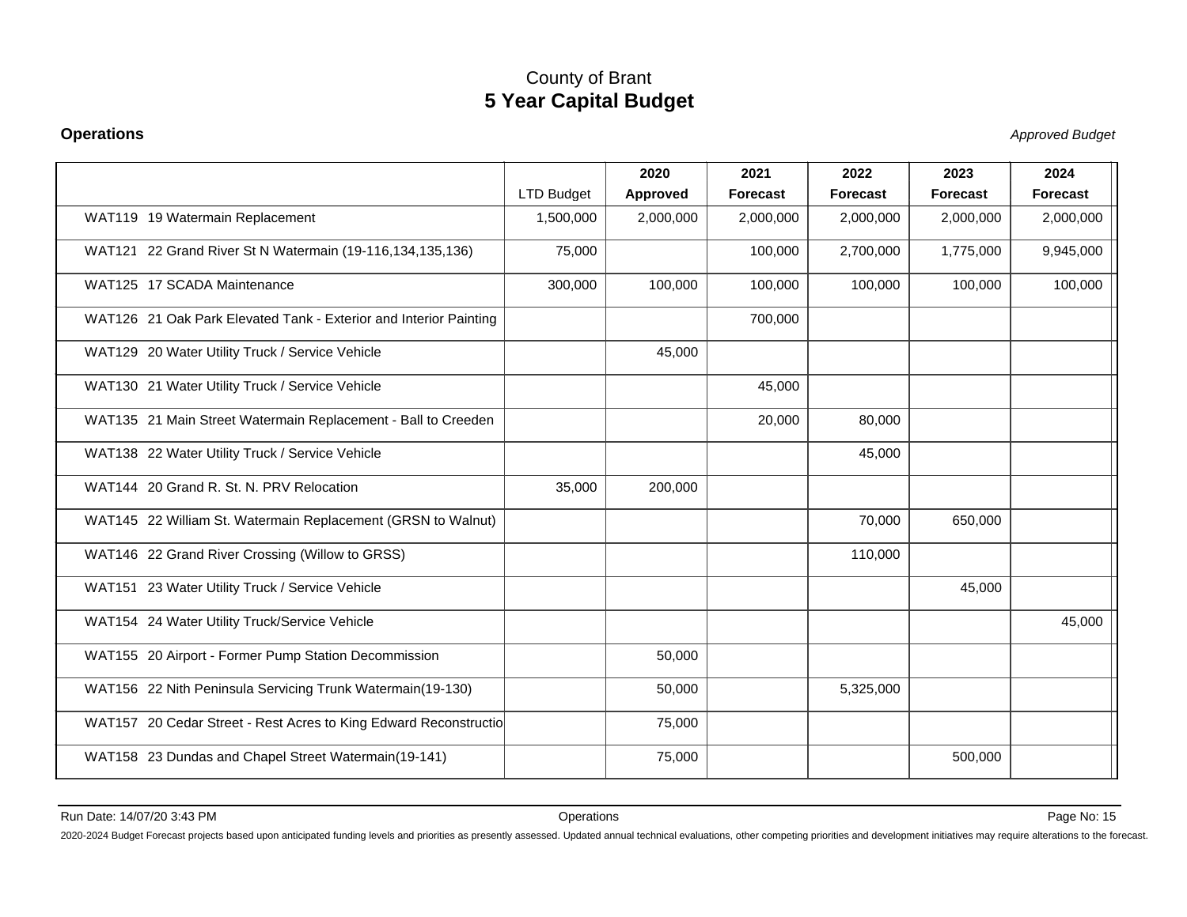# County of Brant
# **5 Year Capital Budget**

**Operations** *Approved Budget*

| | LTD Budget | 2020 Approved | 2021 Forecast | 2022 Forecast | 2023 Forecast | 2024 Forecast |
|---|---|---|---|---|---|---|
| WAT119 19 Watermain Replacement | 1,500,000 | 2,000,000 | 2,000,000 | 2,000,000 | 2,000,000 | 2,000,000 |
| WAT121 22 Grand River St N Watermain (19-116,134,135,136) | 75,000 | | 100,000 | 2,700,000 | 1,775,000 | 9,945,000 |
| WAT125 17 SCADA Maintenance | 300,000 | 100,000 | 100,000 | 100,000 | 100,000 | 100,000 |
| WAT126 21 Oak Park Elevated Tank - Exterior and Interior Painting | | | 700,000 | | | |
| WAT129 20 Water Utility Truck / Service Vehicle | | 45,000 | | | | |
| WAT130 21 Water Utility Truck / Service Vehicle | | | 45,000 | | | |
| WAT135 21 Main Street Watermain Replacement - Ball to Creeden | | | 20,000 | 80,000 | | |
| WAT138 22 Water Utility Truck / Service Vehicle | | | | 45,000 | | |
| WAT144 20 Grand R. St. N. PRV Relocation | 35,000 | 200,000 | | | | |
| WAT145 22 William St. Watermain Replacement (GRSN to Walnut) | | | | 70,000 | 650,000 | |
| WAT146 22 Grand River Crossing (Willow to GRSS) | | | | 110,000 | | |
| WAT151 23 Water Utility Truck / Service Vehicle | | | | | 45,000 | |
| WAT154 24 Water Utility Truck/Service Vehicle | | | | | | 45,000 |
| WAT155 20 Airport - Former Pump Station Decommission | | 50,000 | | | | |
| WAT156 22 Nith Peninsula Servicing Trunk Watermain(19-130) | | 50,000 | | 5,325,000 | | |
| WAT157 20 Cedar Street - Rest Acres to King Edward Reconstructio | | 75,000 | | | | |
| WAT158 23 Dundas and Chapel Street Watermain(19-141) | | 75,000 | | | 500,000 | |

Run Date: 14/07/20 3:43 PM

2020-2024 Budget Forecast projects based upon anticipated funding levels and priorities as presently assessed. Updated annual technical evaluations, other competing priorities and development initiatives may require alterations to the forecast.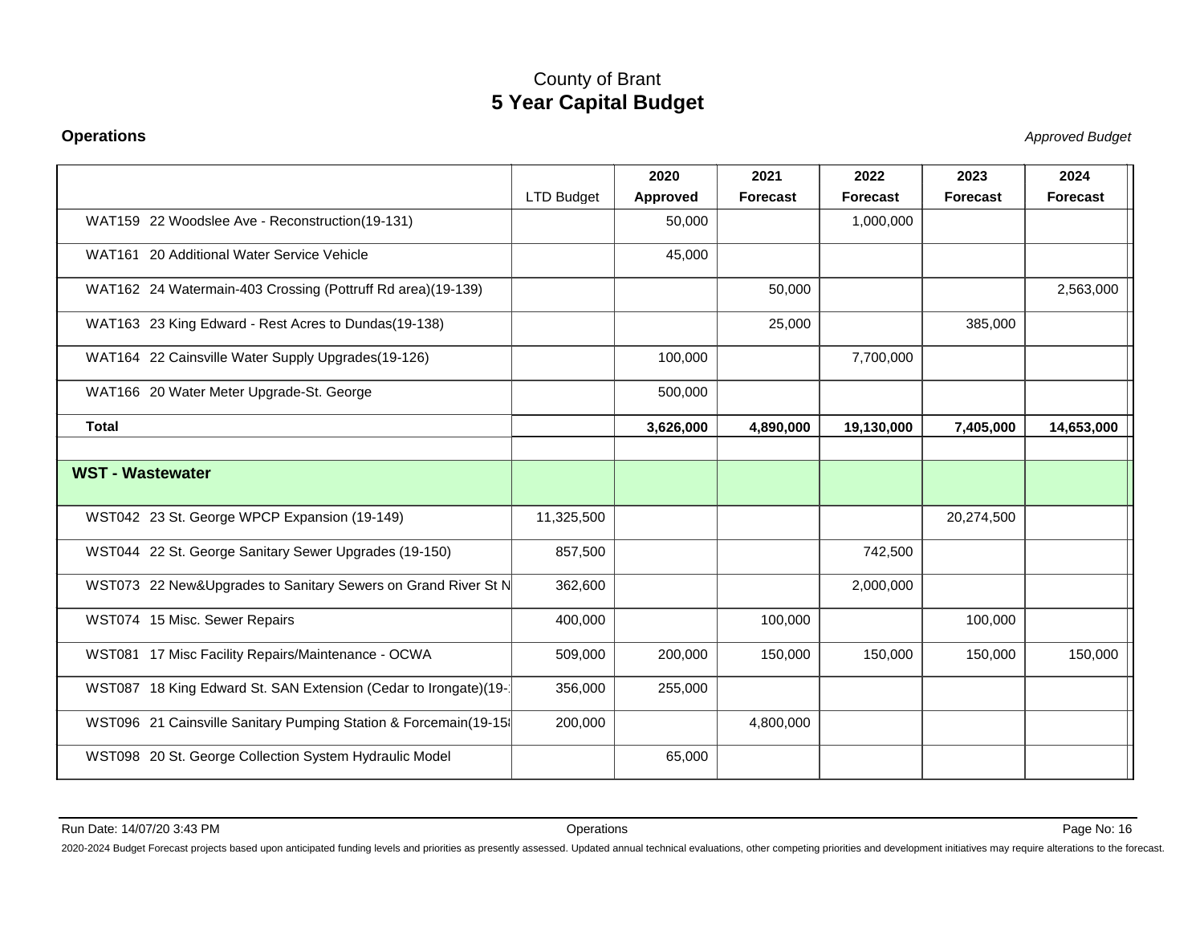County of Brant

# 5 Year Capital Budget

**Operations** *Approved Budget*

| | LTD Budget | 2020 Approved | 2021 Forecast | 2022 Forecast | 2023 Forecast | 2024 Forecast |
|---|---|---|---|---|---|---|
| WAT159 22 Woodslee Ave - Reconstruction(19-131) | | 50,000 | | 1,000,000 | | |
| WAT161 20 Additional Water Service Vehicle | | 45,000 | | | | |
| WAT162 24 Watermain-403 Crossing (Pottruff Rd area)(19-139) | | | 50,000 | | | 2,563,000 |
| WAT163 23 King Edward - Rest Acres to Dundas(19-138) | | | 25,000 | | 385,000 | |
| WAT164 22 Cainsville Water Supply Upgrades(19-126) | | 100,000 | | 7,700,000 | | |
| WAT166 20 Water Meter Upgrade-St. George | | 500,000 | | | | |
| **Total** | | **3,626,000** | **4,890,000** | **19,130,000** | **7,405,000** | **14,653,000** |
| | | | | | | |
| **WST - Wastewater** | | | | | | |
| WST042 23 St. George WPCP Expansion (19-149) | 11,325,500 | | | | 20,274,500 | |
| WST044 22 St. George Sanitary Sewer Upgrades (19-150) | 857,500 | | | 742,500 | | |
| WST073 22 New&Upgrades to Sanitary Sewers on Grand River St N | 362,600 | | | 2,000,000 | | |
| WST074 15 Misc. Sewer Repairs | 400,000 | | 100,000 | | 100,000 | |
| WST081 17 Misc Facility Repairs/Maintenance - OCWA | 509,000 | 200,000 | 150,000 | 150,000 | 150,000 | 150,000 |
| WST087 18 King Edward St. SAN Extension (Cedar to Irongate)(19-1 | 356,000 | 255,000 | | | | |
| WST096 21 Cainsville Sanitary Pumping Station & Forcemain(19-15 | 200,000 | | 4,800,000 | | | |
| WST098 20 St. George Collection System Hydraulic Model | | 65,000 | | | | |

Run Date: 14/07/20 3:43 PM

2020-2024 Budget Forecast projects based upon anticipated funding levels and priorities as presently assessed. Updated annual technical evaluations, other competing priorities and development initiatives may require alterations to the forecast.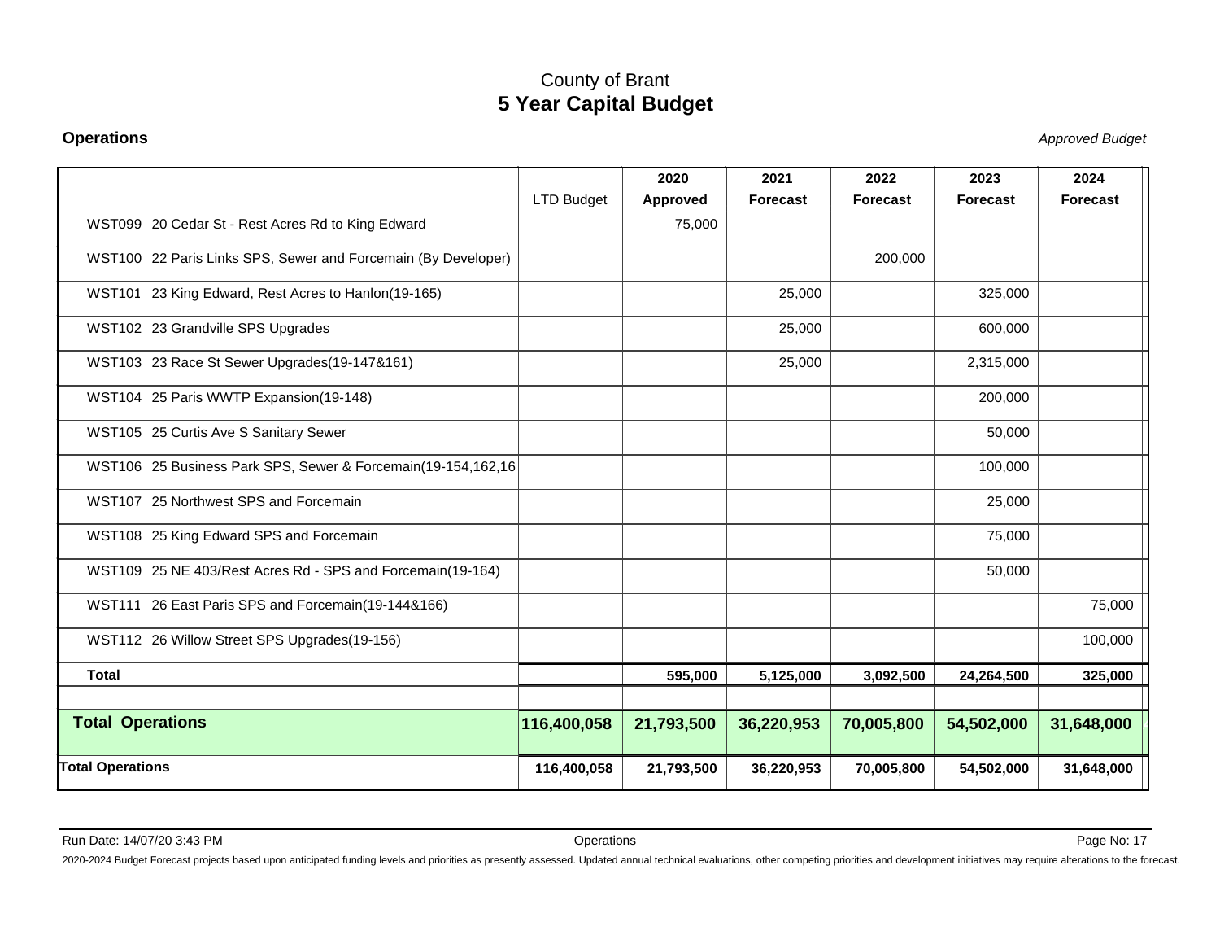# County of Brant
## 5 Year Capital Budget

**Operations** *Approved Budget*

| | LTD Budget | 2020 Approved | 2021 Forecast | 2022 Forecast | 2023 Forecast | 2024 Forecast |
|---|---|---|---|---|---|---|
| WST099 20 Cedar St - Rest Acres Rd to King Edward | | 75,000 | | | | |
| WST100 22 Paris Links SPS, Sewer and Forcemain (By Developer) | | | | 200,000 | | |
| WST101 23 King Edward, Rest Acres to Hanlon(19-165) | | | 25,000 | | 325,000 | |
| WST102 23 Grandville SPS Upgrades | | | 25,000 | | 600,000 | |
| WST103 23 Race St Sewer Upgrades(19-147&161) | | | 25,000 | | 2,315,000 | |
| WST104 25 Paris WWTP Expansion(19-148) | | | | | 200,000 | |
| WST105 25 Curtis Ave S Sanitary Sewer | | | | | 50,000 | |
| WST106 25 Business Park SPS, Sewer & Forcemain(19-154,162,16 | | | | | 100,000 | |
| WST107 25 Northwest SPS and Forcemain | | | | | 25,000 | |
| WST108 25 King Edward SPS and Forcemain | | | | | 75,000 | |
| WST109 25 NE 403/Rest Acres Rd - SPS and Forcemain(19-164) | | | | | 50,000 | |
| WST111 26 East Paris SPS and Forcemain(19-144&166) | | | | | | 75,000 |
| WST112 26 Willow Street SPS Upgrades(19-156) | | | | | | 100,000 |
| **Total** | | **595,000** | **5,125,000** | **3,092,500** | **24,264,500** | **325,000** |
| | | | | | | |
| **Total Operations** | **116,400,058** | **21,793,500** | **36,220,953** | **70,005,800** | **54,502,000** | **31,648,000** |
| **Total Operations** | **116,400,058** | **21,793,500** | **36,220,953** | **70,005,800** | **54,502,000** | **31,648,000** |

Run Date: 14/07/20 3:43 PM Operations

2020-2024 Budget Forecast projects based upon anticipated funding levels and priorities as presently assessed. Updated annual technical evaluations, other competing priorities and development initiatives may require alterations to the forecast.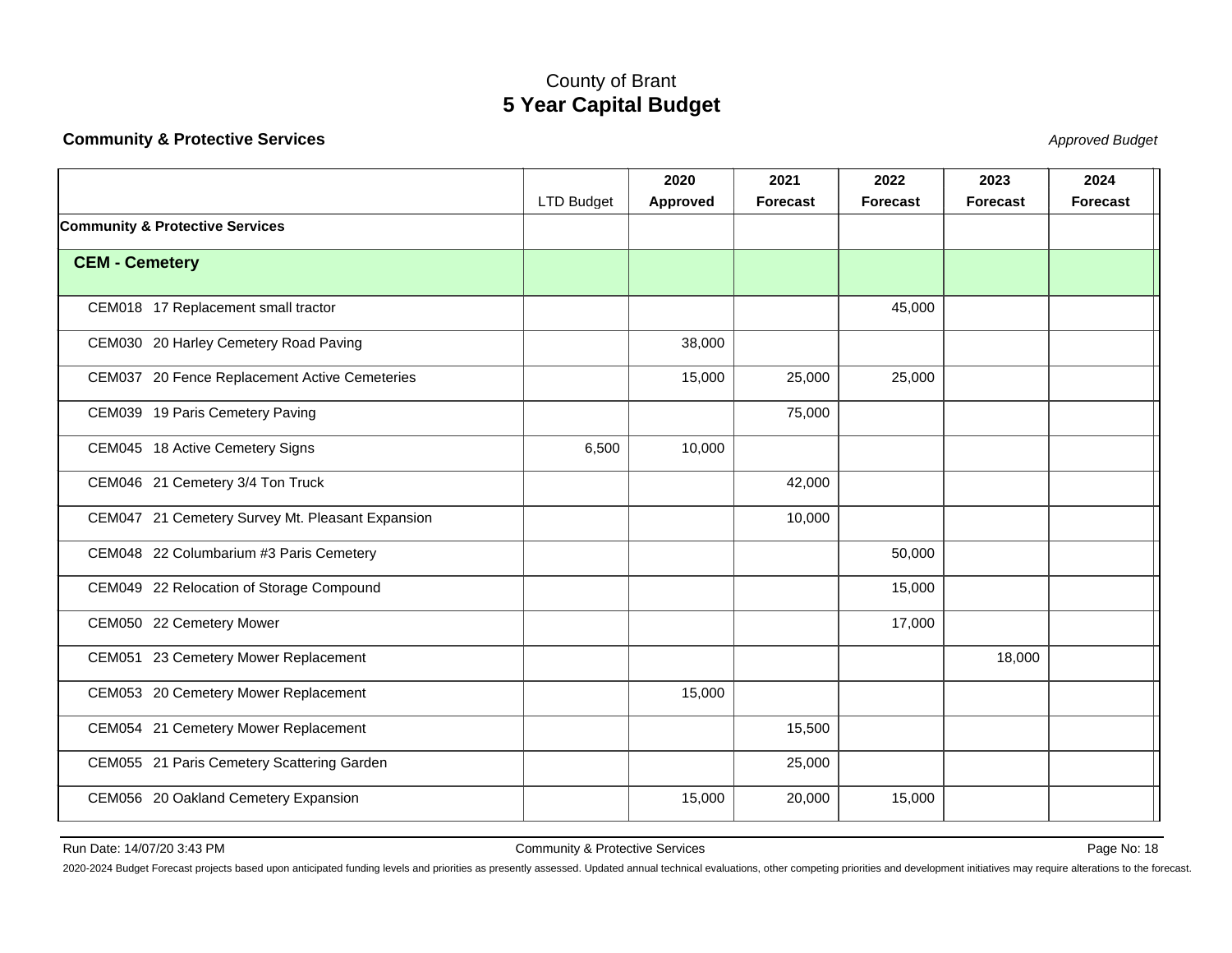County of Brant

# 5 Year Capital Budget

**Community & Protective Services** *Approved Budget*

| | LTD Budget | 2020 Approved | 2021 Forecast | 2022 Forecast | 2023 Forecast | 2024 Forecast |
|---|---|---|---|---|---|---|
| **Community & Protective Services** | | | | | | |
| **CEM - Cemetery** | | | | | | |
| CEM018 17 Replacement small tractor | | | | 45,000 | | |
| CEM030 20 Harley Cemetery Road Paving | | 38,000 | | | | |
| CEM037 20 Fence Replacement Active Cemeteries | | 15,000 | 25,000 | 25,000 | | |
| CEM039 19 Paris Cemetery Paving | | | 75,000 | | | |
| CEM045 18 Active Cemetery Signs | 6,500 | 10,000 | | | | |
| CEM046 21 Cemetery 3/4 Ton Truck | | | 42,000 | | | |
| CEM047 21 Cemetery Survey Mt. Pleasant Expansion | | | 10,000 | | | |
| CEM048 22 Columbarium #3 Paris Cemetery | | | | 50,000 | | |
| CEM049 22 Relocation of Storage Compound | | | | 15,000 | | |
| CEM050 22 Cemetery Mower | | | | 17,000 | | |
| CEM051 23 Cemetery Mower Replacement | | | | | 18,000 | |
| CEM053 20 Cemetery Mower Replacement | | 15,000 | | | | |
| CEM054 21 Cemetery Mower Replacement | | | 15,500 | | | |
| CEM055 21 Paris Cemetery Scattering Garden | | | 25,000 | | | |
| CEM056 20 Oakland Cemetery Expansion | | 15,000 | 20,000 | 15,000 | | |

Run Date: 14/07/20 3:43 PM

2020-2024 Budget Forecast projects based upon anticipated funding levels and priorities as presently assessed. Updated annual technical evaluations, other competing priorities and development initiatives may require alterations to the forecast.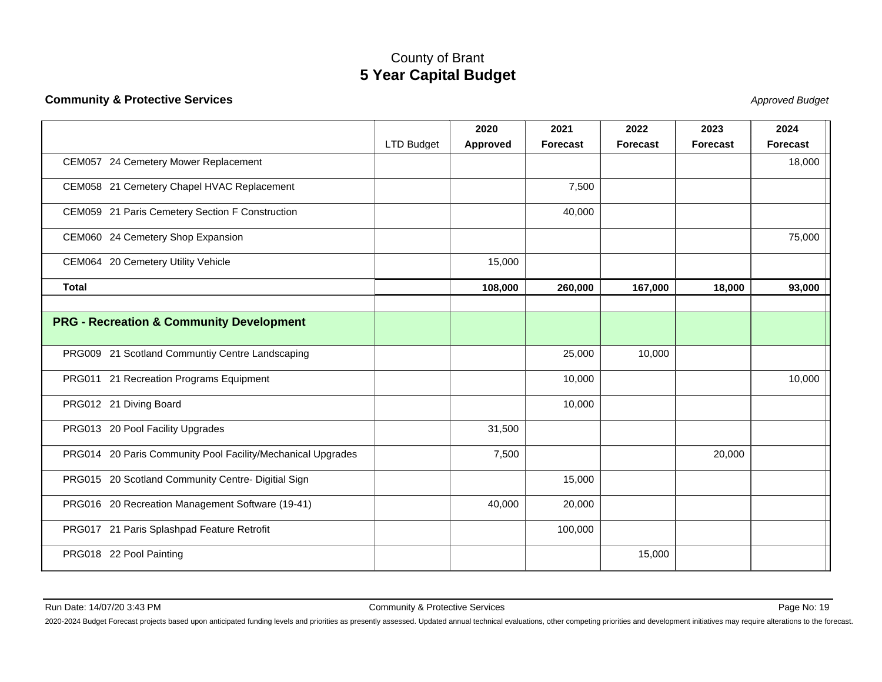County of Brant
# 5 Year Capital Budget

**Community & Protective Services** *Approved Budget*

| | LTD Budget | 2020 Approved | 2021 Forecast | 2022 Forecast | 2023 Forecast | 2024 Forecast |
|---|---|---|---|---|---|---|
| CEM057 24 Cemetery Mower Replacement | | | | | | 18,000 |
| CEM058 21 Cemetery Chapel HVAC Replacement | | | 7,500 | | | |
| CEM059 21 Paris Cemetery Section F Construction | | | 40,000 | | | |
| CEM060 24 Cemetery Shop Expansion | | | | | | 75,000 |
| CEM064 20 Cemetery Utility Vehicle | | 15,000 | | | | |
| **Total** | | **108,000** | **260,000** | **167,000** | **18,000** | **93,000** |
| | | | | | | |
| **PRG - Recreation & Community Development** | | | | | | |
| PRG009 21 Scotland Communtiy Centre Landscaping | | | 25,000 | 10,000 | | |
| PRG011 21 Recreation Programs Equipment | | | 10,000 | | | 10,000 |
| PRG012 21 Diving Board | | | 10,000 | | | |
| PRG013 20 Pool Facility Upgrades | | 31,500 | | | | |
| PRG014 20 Paris Community Pool Facility/Mechanical Upgrades | | 7,500 | | | 20,000 | |
| PRG015 20 Scotland Community Centre- Digitial Sign | | | 15,000 | | | |
| PRG016 20 Recreation Management Software (19-41) | | 40,000 | 20,000 | | | |
| PRG017 21 Paris Splashpad Feature Retrofit | | | 100,000 | | | |
| PRG018 22 Pool Painting | | | | 15,000 | | |

Run Date: 14/07/20 3:43 PM

2020-2024 Budget Forecast projects based upon anticipated funding levels and priorities as presently assessed. Updated annual technical evaluations, other competing priorities and development initiatives may require alterations to the forecast.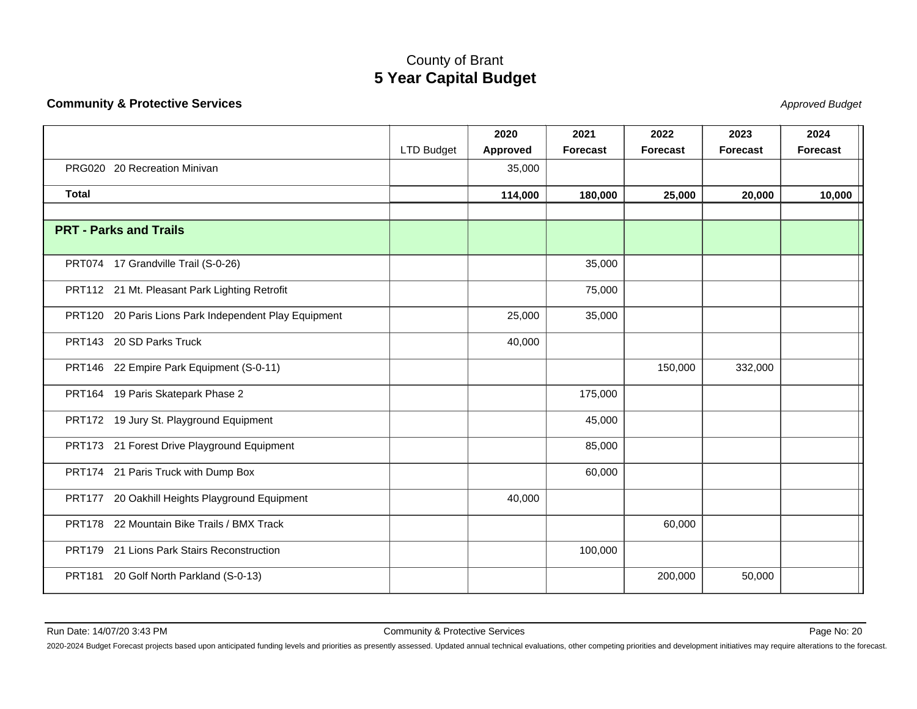County of Brant

# 5 Year Capital Budget

**Community & Protective Services**

*Approved Budget*

| | LTD Budget | 2020 Approved | 2021 Forecast | 2022 Forecast | 2023 Forecast | 2024 Forecast |
|---|---|---|---|---|---|---|
| PRG020 20 Recreation Minivan | | 35,000 | | | | |
| **Total** | | **114,000** | **180,000** | **25,000** | **20,000** | **10,000** |
| | | | | | | |
| **PRT - Parks and Trails** | | | | | | |
| PRT074 17 Grandville Trail (S-0-26) | | | 35,000 | | | |
| PRT112 21 Mt. Pleasant Park Lighting Retrofit | | | 75,000 | | | |
| PRT120 20 Paris Lions Park Independent Play Equipment | | 25,000 | 35,000 | | | |
| PRT143 20 SD Parks Truck | | 40,000 | | | | |
| PRT146 22 Empire Park Equipment (S-0-11) | | | | 150,000 | 332,000 | |
| PRT164 19 Paris Skatepark Phase 2 | | | 175,000 | | | |
| PRT172 19 Jury St. Playground Equipment | | | 45,000 | | | |
| PRT173 21 Forest Drive Playground Equipment | | | 85,000 | | | |
| PRT174 21 Paris Truck with Dump Box | | | 60,000 | | | |
| PRT177 20 Oakhill Heights Playground Equipment | | 40,000 | | | | |
| PRT178 22 Mountain Bike Trails / BMX Track | | | | 60,000 | | |
| PRT179 21 Lions Park Stairs Reconstruction | | | 100,000 | | | |
| PRT181 20 Golf North Parkland (S-0-13) | | | | 200,000 | 50,000 | |

Run Date: 14/07/20 3:43 PM

2020-2024 Budget Forecast projects based upon anticipated funding levels and priorities as presently assessed. Updated annual technical evaluations, other competing priorities and development initiatives may require alterations to the forecast.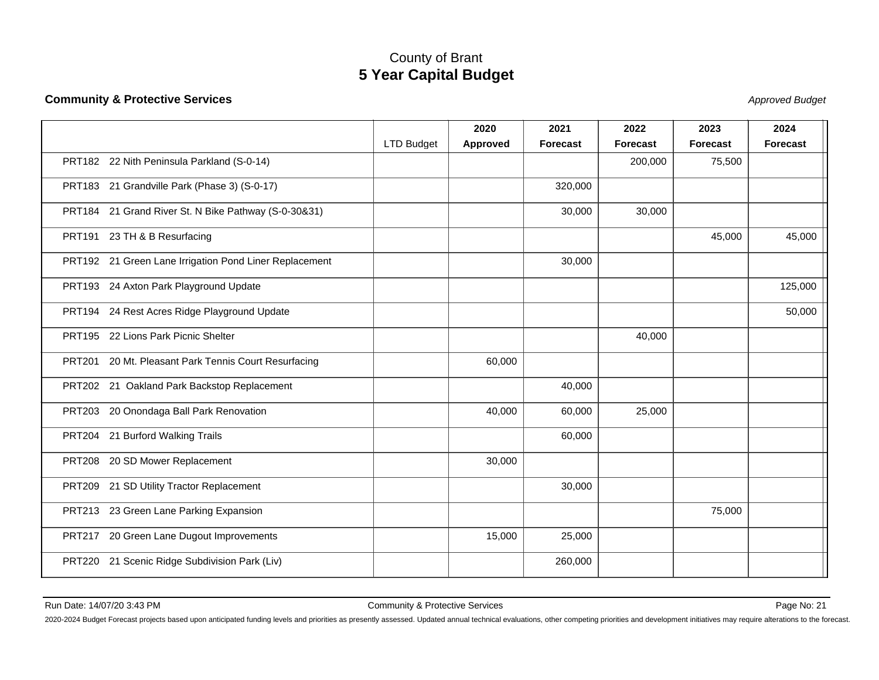# County of Brant
## 5 Year Capital Budget

**Community & Protective Services** *Approved Budget*

| | LTD Budget | 2020 Approved | 2021 Forecast | 2022 Forecast | 2023 Forecast | 2024 Forecast |
|---|---|---|---|---|---|---|
| PRT182 22 Nith Peninsula Parkland (S-0-14) | | | | 200,000 | 75,500 | |
| PRT183 21 Grandville Park (Phase 3) (S-0-17) | | | 320,000 | | | |
| PRT184 21 Grand River St. N Bike Pathway (S-0-30&31) | | | 30,000 | 30,000 | | |
| PRT191 23 TH & B Resurfacing | | | | | 45,000 | 45,000 |
| PRT192 21 Green Lane Irrigation Pond Liner Replacement | | | 30,000 | | | |
| PRT193 24 Axton Park Playground Update | | | | | | 125,000 |
| PRT194 24 Rest Acres Ridge Playground Update | | | | | | 50,000 |
| PRT195 22 Lions Park Picnic Shelter | | | | 40,000 | | |
| PRT201 20 Mt. Pleasant Park Tennis Court Resurfacing | | 60,000 | | | | |
| PRT202 21 Oakland Park Backstop Replacement | | | 40,000 | | | |
| PRT203 20 Onondaga Ball Park Renovation | | 40,000 | 60,000 | 25,000 | | |
| PRT204 21 Burford Walking Trails | | | 60,000 | | | |
| PRT208 20 SD Mower Replacement | | 30,000 | | | | |
| PRT209 21 SD Utility Tractor Replacement | | | 30,000 | | | |
| PRT213 23 Green Lane Parking Expansion | | | | | 75,000 | |
| PRT217 20 Green Lane Dugout Improvements | | 15,000 | 25,000 | | | |
| PRT220 21 Scenic Ridge Subdivision Park (Liv) | | | 260,000 | | | |

Run Date: 14/07/20 3:43 PM Community & Protective Services

2020-2024 Budget Forecast projects based upon anticipated funding levels and priorities as presently assessed. Updated annual technical evaluations, other competing priorities and development initiatives may require alterations to the forecast.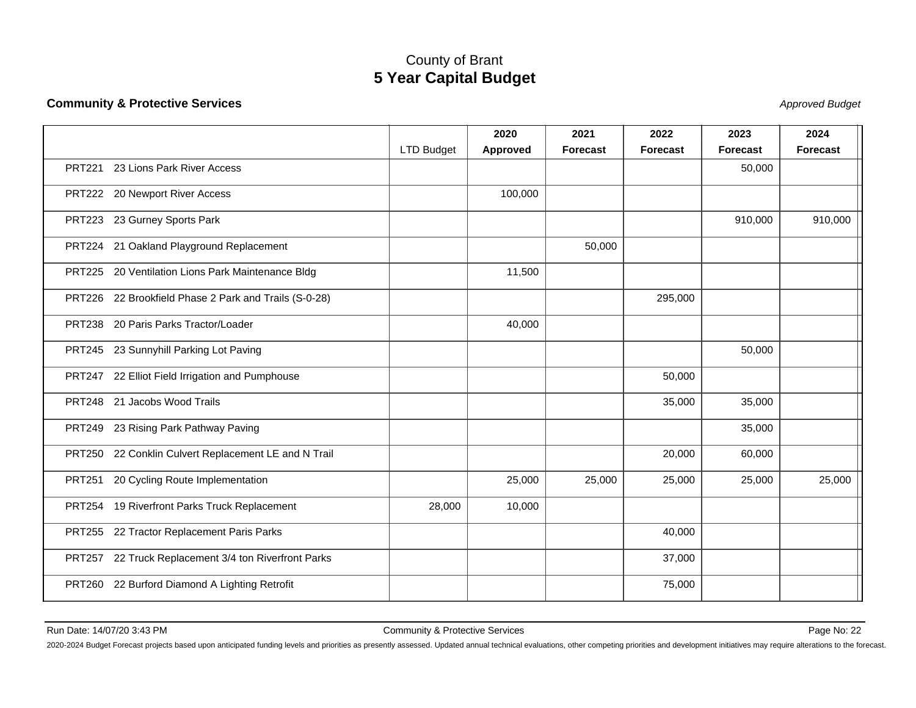# County of Brant
## 5 Year Capital Budget

**Community & Protective Services** *Approved Budget*

| | LTD Budget | 2020 Approved | 2021 Forecast | 2022 Forecast | 2023 Forecast | 2024 Forecast |
|---|---|---|---|---|---|---|
| PRT221 23 Lions Park River Access | | | | | 50,000 | |
| PRT222 20 Newport River Access | | 100,000 | | | | |
| PRT223 23 Gurney Sports Park | | | | | 910,000 | 910,000 |
| PRT224 21 Oakland Playground Replacement | | | 50,000 | | | |
| PRT225 20 Ventilation Lions Park Maintenance Bldg | | 11,500 | | | | |
| PRT226 22 Brookfield Phase 2 Park and Trails (S-0-28) | | | | 295,000 | | |
| PRT238 20 Paris Parks Tractor/Loader | | 40,000 | | | | |
| PRT245 23 Sunnyhill Parking Lot Paving | | | | | 50,000 | |
| PRT247 22 Elliot Field Irrigation and Pumphouse | | | | 50,000 | | |
| PRT248 21 Jacobs Wood Trails | | | | 35,000 | 35,000 | |
| PRT249 23 Rising Park Pathway Paving | | | | | 35,000 | |
| PRT250 22 Conklin Culvert Replacement LE and N Trail | | | | 20,000 | 60,000 | |
| PRT251 20 Cycling Route Implementation | | 25,000 | 25,000 | 25,000 | 25,000 | 25,000 |
| PRT254 19 Riverfront Parks Truck Replacement | 28,000 | 10,000 | | | | |
| PRT255 22 Tractor Replacement Paris Parks | | | | 40,000 | | |
| PRT257 22 Truck Replacement 3/4 ton Riverfront Parks | | | | 37,000 | | |
| PRT260 22 Burford Diamond A Lighting Retrofit | | | | 75,000 | | |

Run Date: 14/07/20 3:43 PM

2020-2024 Budget Forecast projects based upon anticipated funding levels and priorities as presently assessed. Updated annual technical evaluations, other competing priorities and development initiatives may require alterations to the forecast.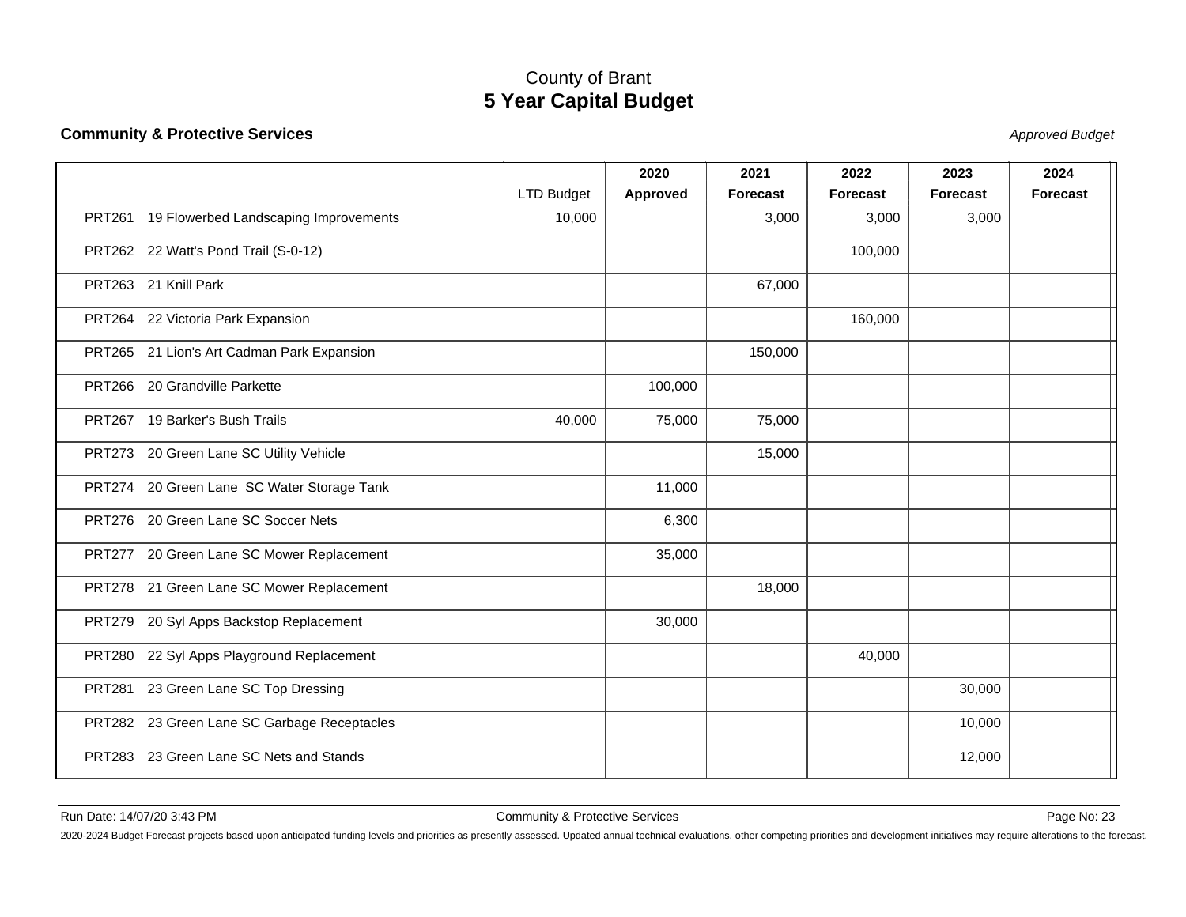# County of Brant
## 5 Year Capital Budget

**Community & Protective Services** *Approved Budget*

| | LTD Budget | 2020 Approved | 2021 Forecast | 2022 Forecast | 2023 Forecast | 2024 Forecast |
|---|---|---|---|---|---|---|
| PRT261 19 Flowerbed Landscaping Improvements | 10,000 | | 3,000 | 3,000 | 3,000 | |
| PRT262 22 Watt's Pond Trail (S-0-12) | | | | 100,000 | | |
| PRT263 21 Knill Park | | | 67,000 | | | |
| PRT264 22 Victoria Park Expansion | | | | 160,000 | | |
| PRT265 21 Lion's Art Cadman Park Expansion | | | 150,000 | | | |
| PRT266 20 Grandville Parkette | | 100,000 | | | | |
| PRT267 19 Barker's Bush Trails | 40,000 | 75,000 | 75,000 | | | |
| PRT273 20 Green Lane SC Utility Vehicle | | | 15,000 | | | |
| PRT274 20 Green Lane SC Water Storage Tank | | 11,000 | | | | |
| PRT276 20 Green Lane SC Soccer Nets | | 6,300 | | | | |
| PRT277 20 Green Lane SC Mower Replacement | | 35,000 | | | | |
| PRT278 21 Green Lane SC Mower Replacement | | | 18,000 | | | |
| PRT279 20 Syl Apps Backstop Replacement | | 30,000 | | | | |
| PRT280 22 Syl Apps Playground Replacement | | | | 40,000 | | |
| PRT281 23 Green Lane SC Top Dressing | | | | | 30,000 | |
| PRT282 23 Green Lane SC Garbage Receptacles | | | | | 10,000 | |
| PRT283 23 Green Lane SC Nets and Stands | | | | | 12,000 | |

Run Date: 14/07/20 3:43 PM Community & Protective Services

2020-2024 Budget Forecast projects based upon anticipated funding levels and priorities as presently assessed. Updated annual technical evaluations, other competing priorities and development initiatives may require alterations to the forecast.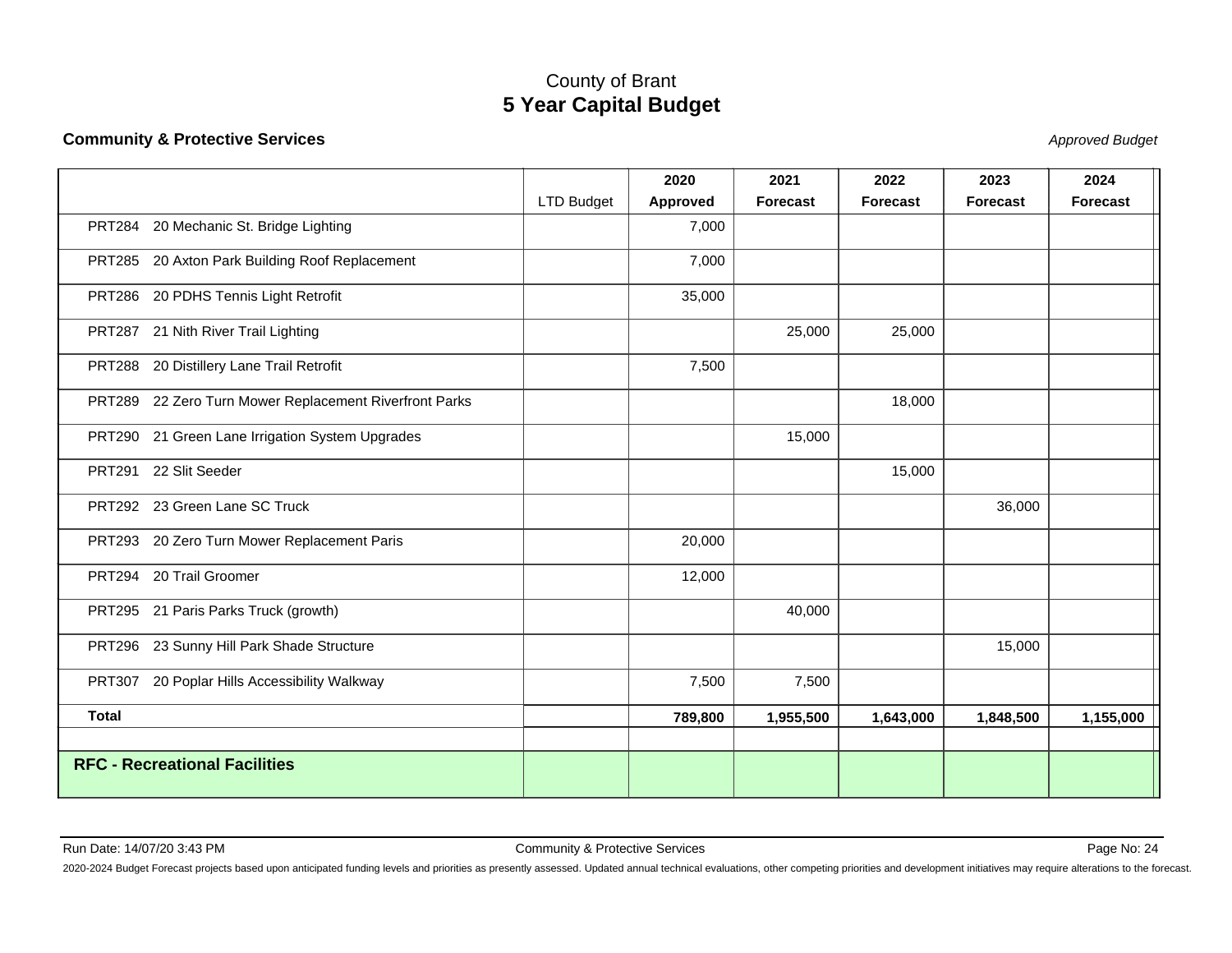County of Brant

# 5 Year Capital Budget

**Community & Protective Services**

*Approved Budget*

| | LTD Budget | 2020 Approved | 2021 Forecast | 2022 Forecast | 2023 Forecast | 2024 Forecast |
|---|---|---|---|---|---|---|
| PRT284 20 Mechanic St. Bridge Lighting | | 7,000 | | | | |
| PRT285 20 Axton Park Building Roof Replacement | | 7,000 | | | | |
| PRT286 20 PDHS Tennis Light Retrofit | | 35,000 | | | | |
| PRT287 21 Nith River Trail Lighting | | | 25,000 | 25,000 | | |
| PRT288 20 Distillery Lane Trail Retrofit | | 7,500 | | | | |
| PRT289 22 Zero Turn Mower Replacement Riverfront Parks | | | | 18,000 | | |
| PRT290 21 Green Lane Irrigation System Upgrades | | | 15,000 | | | |
| PRT291 22 Slit Seeder | | | | 15,000 | | |
| PRT292 23 Green Lane SC Truck | | | | | 36,000 | |
| PRT293 20 Zero Turn Mower Replacement Paris | | 20,000 | | | | |
| PRT294 20 Trail Groomer | | 12,000 | | | | |
| PRT295 21 Paris Parks Truck (growth) | | | 40,000 | | | |
| PRT296 23 Sunny Hill Park Shade Structure | | | | | 15,000 | |
| PRT307 20 Poplar Hills Accessibility Walkway | | 7,500 | 7,500 | | | |
| **Total** | | **789,800** | **1,955,500** | **1,643,000** | **1,848,500** | **1,155,000** |
| | | | | | | |
| **RFC - Recreational Facilities** | | | | | | |

Run Date: 14/07/20 3:43 PM

2020-2024 Budget Forecast projects based upon anticipated funding levels and priorities as presently assessed. Updated annual technical evaluations, other competing priorities and development initiatives may require alterations to the forecast.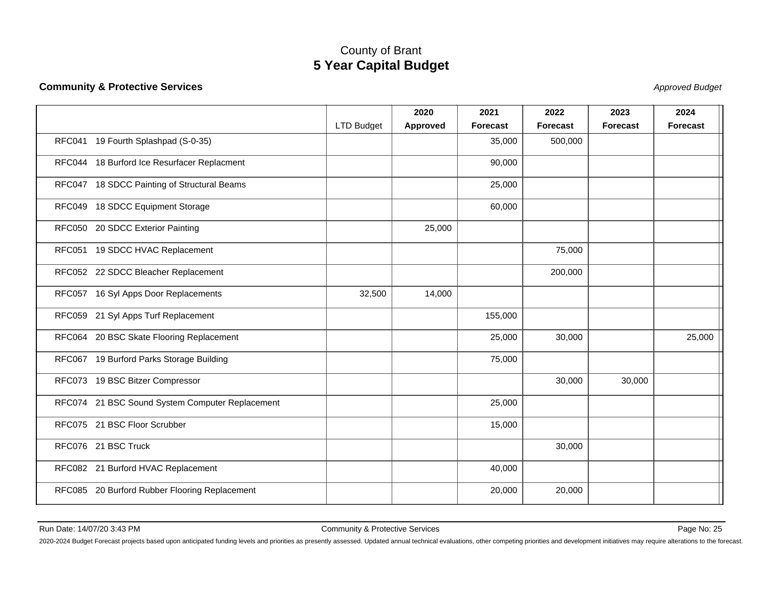# County of Brant
## 5 Year Capital Budget

**Community & Protective Services** *Approved Budget*

| | LTD Budget | 2020 Approved | 2021 Forecast | 2022 Forecast | 2023 Forecast | 2024 Forecast |
|---|---|---|---|---|---|---|
| RFC041 19 Fourth Splashpad (S-0-35) | | | 35,000 | 500,000 | | |
| RFC044 18 Burford Ice Resurfacer Replacment | | | 90,000 | | | |
| RFC047 18 SDCC Painting of Structural Beams | | | 25,000 | | | |
| RFC049 18 SDCC Equipment Storage | | | 60,000 | | | |
| RFC050 20 SDCC Exterior Painting | | 25,000 | | | | |
| RFC051 19 SDCC HVAC Replacement | | | | 75,000 | | |
| RFC052 22 SDCC Bleacher Replacement | | | | 200,000 | | |
| RFC057 16 Syl Apps Door Replacements | 32,500 | 14,000 | | | | |
| RFC059 21 Syl Apps Turf Replacement | | | 155,000 | | | |
| RFC064 20 BSC Skate Flooring Replacement | | | 25,000 | 30,000 | | 25,000 |
| RFC067 19 Burford Parks Storage Building | | | 75,000 | | | |
| RFC073 19 BSC Bitzer Compressor | | | | 30,000 | 30,000 | |
| RFC074 21 BSC Sound System Computer Replacement | | | 25,000 | | | |
| RFC075 21 BSC Floor Scrubber | | | 15,000 | | | |
| RFC076 21 BSC Truck | | | | 30,000 | | |
| RFC082 21 Burford HVAC Replacement | | | 40,000 | | | |
| RFC085 20 Burford Rubber Flooring Replacement | | | 20,000 | 20,000 | | |

Run Date: 14/07/20 3:43 PM — Community & Protective Services

2020-2024 Budget Forecast projects based upon anticipated funding levels and priorities as presently assessed. Updated annual technical evaluations, other competing priorities and development initiatives may require alterations to the forecast.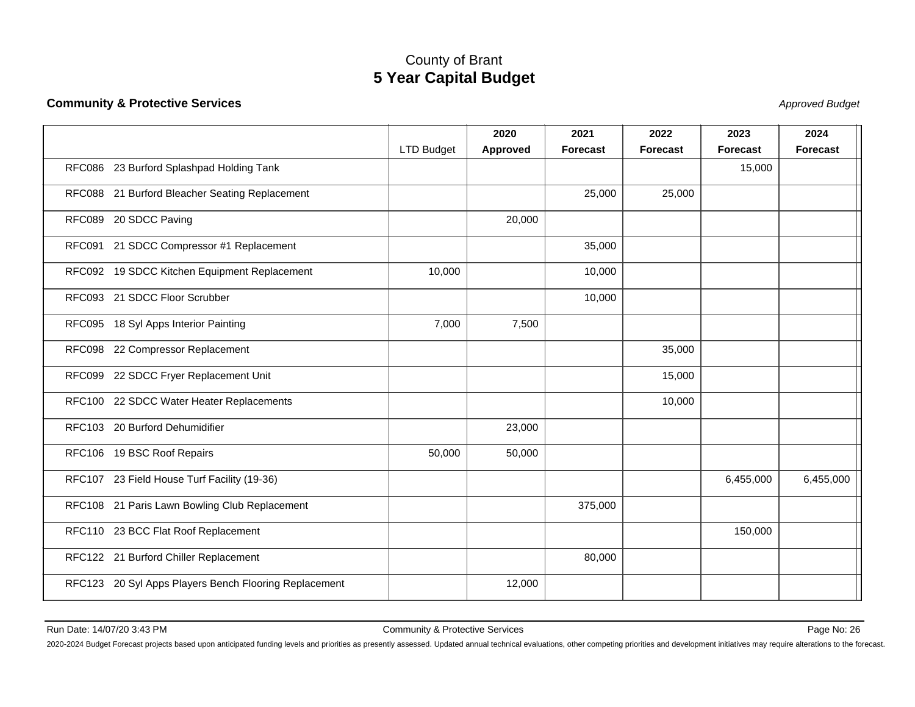# County of Brant
## 5 Year Capital Budget

**Community & Protective Services** *Approved Budget*

| | LTD Budget | 2020 Approved | 2021 Forecast | 2022 Forecast | 2023 Forecast | 2024 Forecast |
|---|---|---|---|---|---|---|
| RFC086 23 Burford Splashpad Holding Tank | | | | | 15,000 | |
| RFC088 21 Burford Bleacher Seating Replacement | | | 25,000 | 25,000 | | |
| RFC089 20 SDCC Paving | | 20,000 | | | | |
| RFC091 21 SDCC Compressor #1 Replacement | | | 35,000 | | | |
| RFC092 19 SDCC Kitchen Equipment Replacement | 10,000 | | 10,000 | | | |
| RFC093 21 SDCC Floor Scrubber | | | 10,000 | | | |
| RFC095 18 Syl Apps Interior Painting | 7,000 | 7,500 | | | | |
| RFC098 22 Compressor Replacement | | | | 35,000 | | |
| RFC099 22 SDCC Fryer Replacement Unit | | | | 15,000 | | |
| RFC100 22 SDCC Water Heater Replacements | | | | 10,000 | | |
| RFC103 20 Burford Dehumidifier | | 23,000 | | | | |
| RFC106 19 BSC Roof Repairs | 50,000 | 50,000 | | | | |
| RFC107 23 Field House Turf Facility (19-36) | | | | | 6,455,000 | 6,455,000 |
| RFC108 21 Paris Lawn Bowling Club Replacement | | | 375,000 | | | |
| RFC110 23 BCC Flat Roof Replacement | | | | | 150,000 | |
| RFC122 21 Burford Chiller Replacement | | | 80,000 | | | |
| RFC123 20 Syl Apps Players Bench Flooring Replacement | | 12,000 | | | | |

Run Date: 14/07/20 3:43 PM

2020-2024 Budget Forecast projects based upon anticipated funding levels and priorities as presently assessed. Updated annual technical evaluations, other competing priorities and development initiatives may require alterations to the forecast.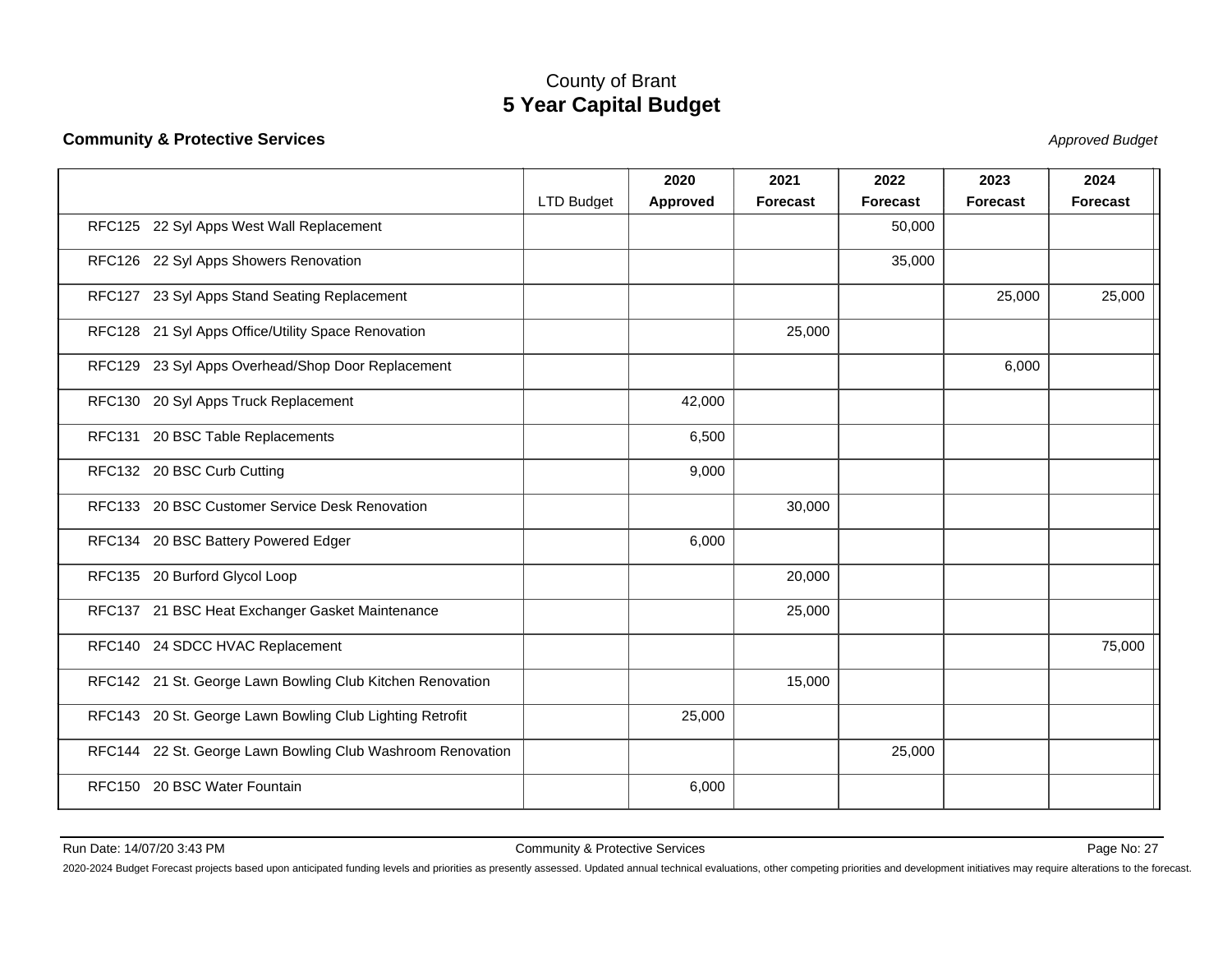# County of Brant
## 5 Year Capital Budget

**Community & Protective Services** *Approved Budget*

| | LTD Budget | 2020 Approved | 2021 Forecast | 2022 Forecast | 2023 Forecast | 2024 Forecast |
|---|---|---|---|---|---|---|
| RFC125 22 Syl Apps West Wall Replacement | | | | 50,000 | | |
| RFC126 22 Syl Apps Showers Renovation | | | | 35,000 | | |
| RFC127 23 Syl Apps Stand Seating Replacement | | | | | 25,000 | 25,000 |
| RFC128 21 Syl Apps Office/Utility Space Renovation | | | 25,000 | | | |
| RFC129 23 Syl Apps Overhead/Shop Door Replacement | | | | | 6,000 | |
| RFC130 20 Syl Apps Truck Replacement | | 42,000 | | | | |
| RFC131 20 BSC Table Replacements | | 6,500 | | | | |
| RFC132 20 BSC Curb Cutting | | 9,000 | | | | |
| RFC133 20 BSC Customer Service Desk Renovation | | | 30,000 | | | |
| RFC134 20 BSC Battery Powered Edger | | 6,000 | | | | |
| RFC135 20 Burford Glycol Loop | | | 20,000 | | | |
| RFC137 21 BSC Heat Exchanger Gasket Maintenance | | | 25,000 | | | |
| RFC140 24 SDCC HVAC Replacement | | | | | | 75,000 |
| RFC142 21 St. George Lawn Bowling Club Kitchen Renovation | | | 15,000 | | | |
| RFC143 20 St. George Lawn Bowling Club Lighting Retrofit | | 25,000 | | | | |
| RFC144 22 St. George Lawn Bowling Club Washroom Renovation | | | | 25,000 | | |
| RFC150 20 BSC Water Fountain | | 6,000 | | | | |

Run Date: 14/07/20 3:43 PM Community & Protective Services

2020-2024 Budget Forecast projects based upon anticipated funding levels and priorities as presently assessed. Updated annual technical evaluations, other competing priorities and development initiatives may require alterations to the forecast.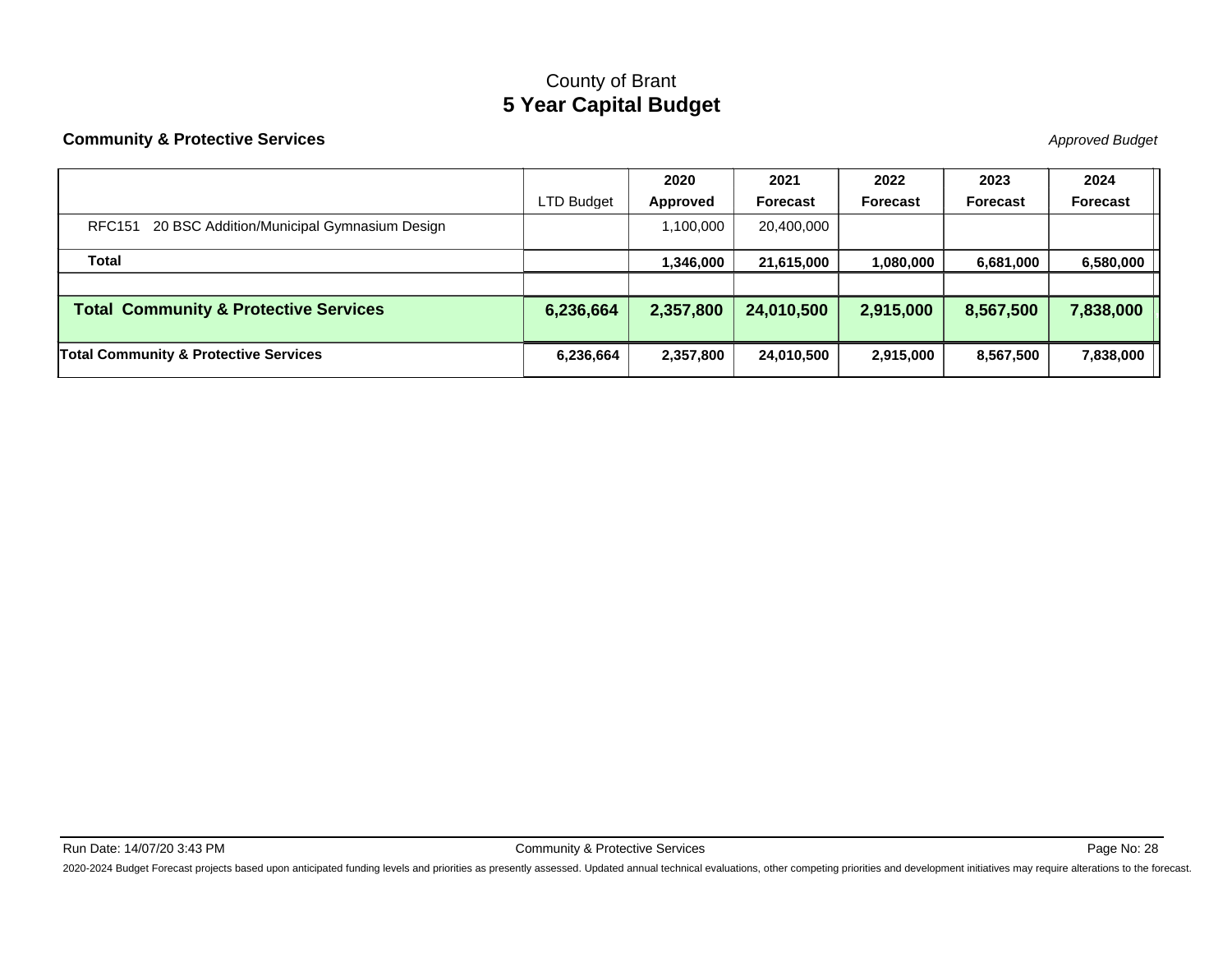County of Brant

# 5 Year Capital Budget

**Community & Protective Services**

*Approved Budget*

| | LTD Budget | 2020 Approved | 2021 Forecast | 2022 Forecast | 2023 Forecast | 2024 Forecast |
|---|---|---|---|---|---|---|
| RFC151 20 BSC Addition/Municipal Gymnasium Design | | 1,100,000 | 20,400,000 | | | |
| **Total** | | **1,346,000** | **21,615,000** | **1,080,000** | **6,681,000** | **6,580,000** |
| | | | | | | |
| **Total Community & Protective Services** | **6,236,664** | **2,357,800** | **24,010,500** | **2,915,000** | **8,567,500** | **7,838,000** |
| **Total Community & Protective Services** | **6,236,664** | **2,357,800** | **24,010,500** | **2,915,000** | **8,567,500** | **7,838,000** |

Run Date: 14/07/20 3:43 PM

2020-2024 Budget Forecast projects based upon anticipated funding levels and priorities as presently assessed. Updated annual technical evaluations, other competing priorities and development initiatives may require alterations to the forecast.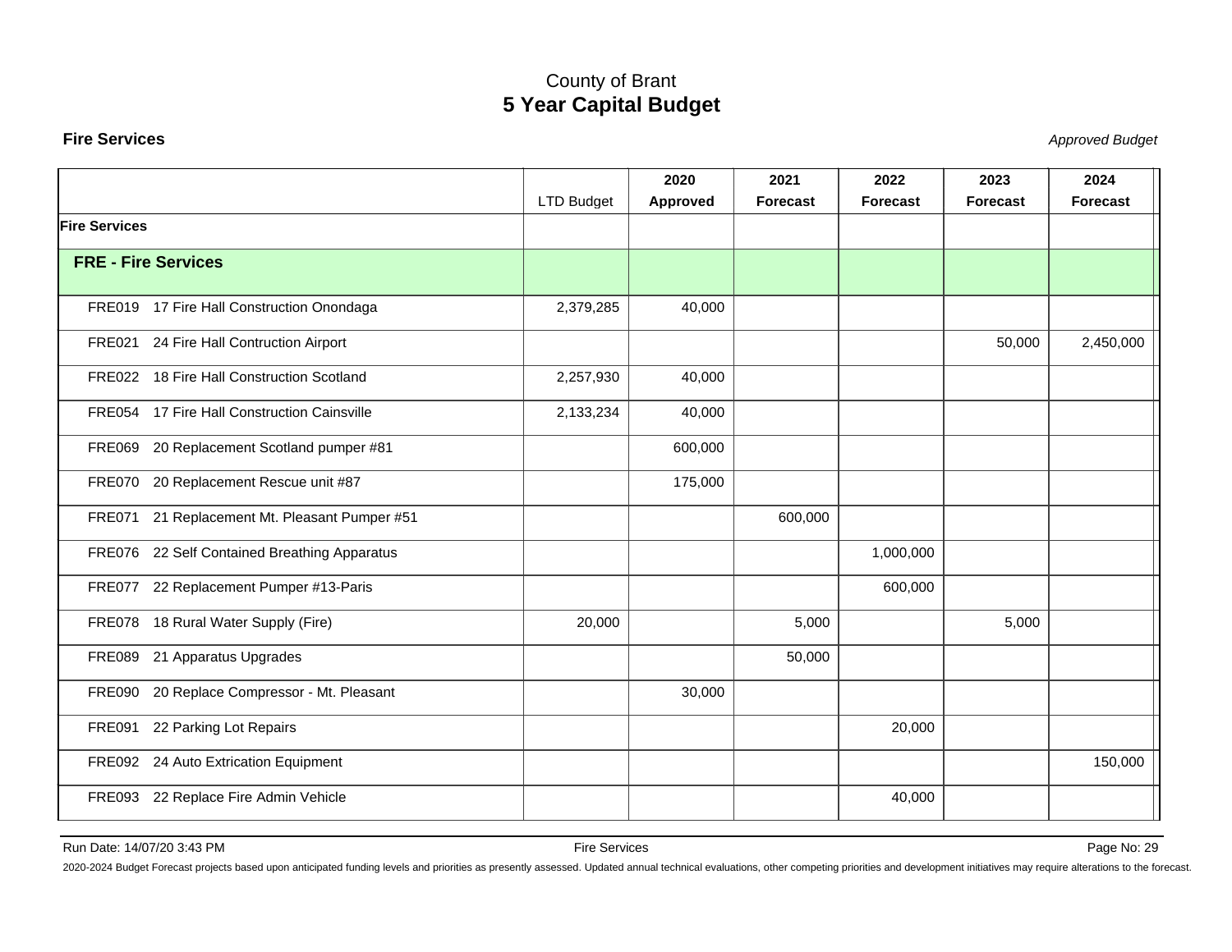County of Brant

# 5 Year Capital Budget

**Fire Services** *Approved Budget*

| | LTD Budget | 2020 Approved | 2021 Forecast | 2022 Forecast | 2023 Forecast | 2024 Forecast |
|---|---|---|---|---|---|---|
| **Fire Services** | | | | | | |
| **FRE - Fire Services** | | | | | | |
| FRE019 17 Fire Hall Construction Onondaga | 2,379,285 | 40,000 | | | | |
| FRE021 24 Fire Hall Contruction Airport | | | | | 50,000 | 2,450,000 |
| FRE022 18 Fire Hall Construction Scotland | 2,257,930 | 40,000 | | | | |
| FRE054 17 Fire Hall Construction Cainsville | 2,133,234 | 40,000 | | | | |
| FRE069 20 Replacement Scotland pumper #81 | | 600,000 | | | | |
| FRE070 20 Replacement Rescue unit #87 | | 175,000 | | | | |
| FRE071 21 Replacement Mt. Pleasant Pumper #51 | | | 600,000 | | | |
| FRE076 22 Self Contained Breathing Apparatus | | | | 1,000,000 | | |
| FRE077 22 Replacement Pumper #13-Paris | | | | 600,000 | | |
| FRE078 18 Rural Water Supply (Fire) | 20,000 | | 5,000 | | 5,000 | |
| FRE089 21 Apparatus Upgrades | | | 50,000 | | | |
| FRE090 20 Replace Compressor - Mt. Pleasant | | 30,000 | | | | |
| FRE091 22 Parking Lot Repairs | | | | 20,000 | | |
| FRE092 24 Auto Extrication Equipment | | | | | | 150,000 |
| FRE093 22 Replace Fire Admin Vehicle | | | | 40,000 | | |

Run Date: 14/07/20 3:43 PM Fire Services

2020-2024 Budget Forecast projects based upon anticipated funding levels and priorities as presently assessed. Updated annual technical evaluations, other competing priorities and development initiatives may require alterations to the forecast.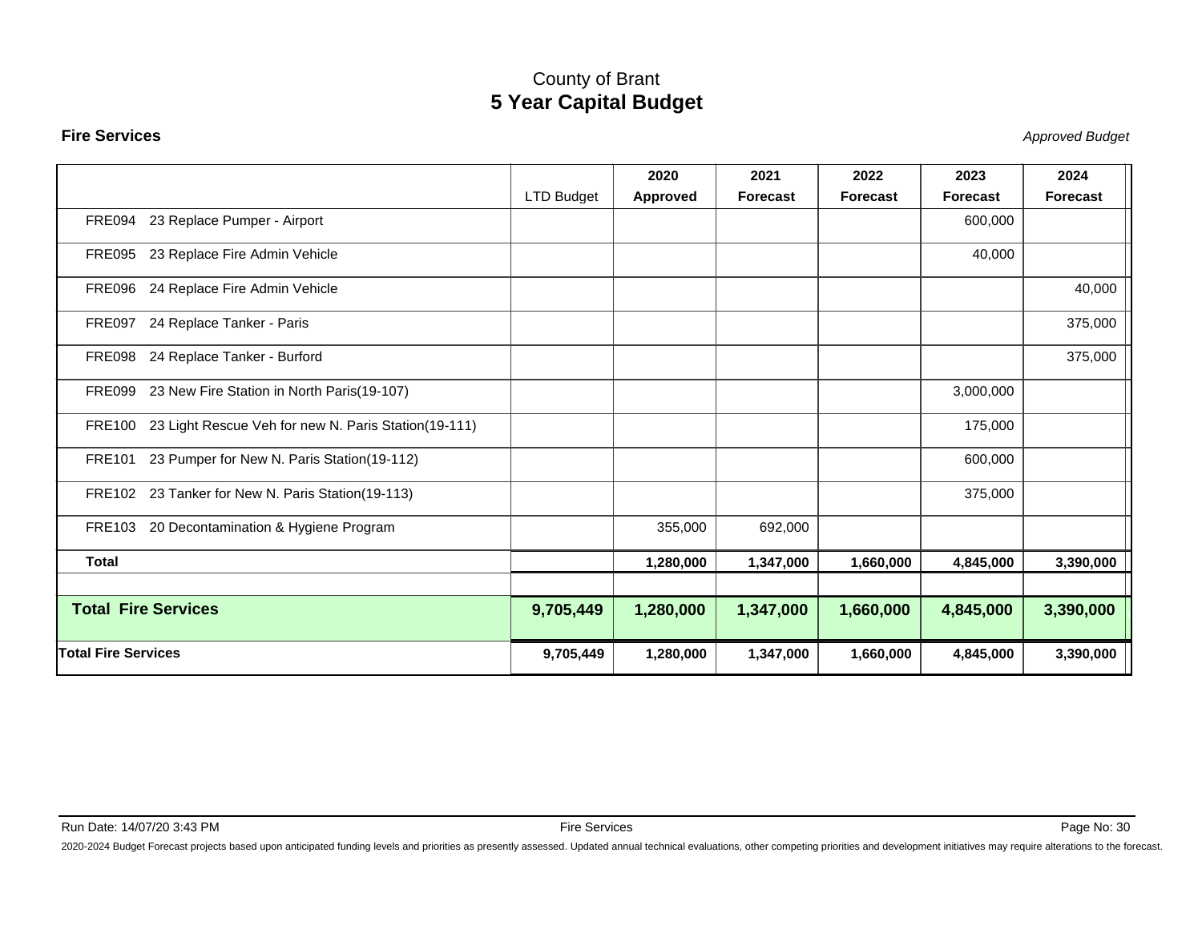# County of Brant
## 5 Year Capital Budget

### Fire Services

*Approved Budget*

| | LTD Budget | 2020 Approved | 2021 Forecast | 2022 Forecast | 2023 Forecast | 2024 Forecast |
|---|---|---|---|---|---|---|
| FRE094 23 Replace Pumper - Airport | | | | | 600,000 | |
| FRE095 23 Replace Fire Admin Vehicle | | | | | 40,000 | |
| FRE096 24 Replace Fire Admin Vehicle | | | | | | 40,000 |
| FRE097 24 Replace Tanker - Paris | | | | | | 375,000 |
| FRE098 24 Replace Tanker - Burford | | | | | | 375,000 |
| FRE099 23 New Fire Station in North Paris(19-107) | | | | | 3,000,000 | |
| FRE100 23 Light Rescue Veh for new N. Paris Station(19-111) | | | | | 175,000 | |
| FRE101 23 Pumper for New N. Paris Station(19-112) | | | | | 600,000 | |
| FRE102 23 Tanker for New N. Paris Station(19-113) | | | | | 375,000 | |
| FRE103 20 Decontamination & Hygiene Program | | 355,000 | 692,000 | | | |
| **Total** | | **1,280,000** | **1,347,000** | **1,660,000** | **4,845,000** | **3,390,000** |
| | | | | | | |
| **Total Fire Services** | **9,705,449** | **1,280,000** | **1,347,000** | **1,660,000** | **4,845,000** | **3,390,000** |
| **Total Fire Services** | **9,705,449** | **1,280,000** | **1,347,000** | **1,660,000** | **4,845,000** | **3,390,000** |

Run Date: 14/07/20 3:43 PM

2020-2024 Budget Forecast projects based upon anticipated funding levels and priorities as presently assessed. Updated annual technical evaluations, other competing priorities and development initiatives may require alterations to the forecast.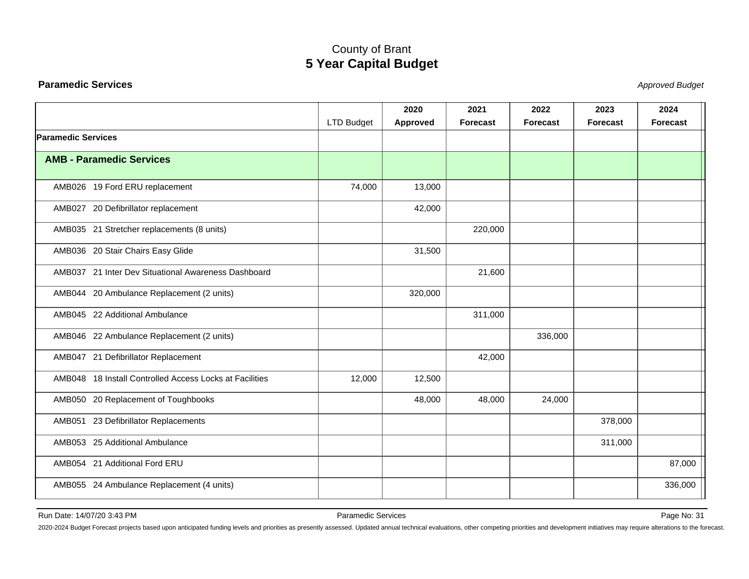# County of Brant
## 5 Year Capital Budget

**Paramedic Services** *Approved Budget*

| | LTD Budget | 2020 Approved | 2021 Forecast | 2022 Forecast | 2023 Forecast | 2024 Forecast |
|---|---|---|---|---|---|---|
| **Paramedic Services** | | | | | | |
| **AMB - Paramedic Services** | | | | | | |
| AMB026 19 Ford ERU replacement | 74,000 | 13,000 | | | | |
| AMB027 20 Defibrillator replacement | | 42,000 | | | | |
| AMB035 21 Stretcher replacements (8 units) | | | 220,000 | | | |
| AMB036 20 Stair Chairs Easy Glide | | 31,500 | | | | |
| AMB037 21 Inter Dev Situational Awareness Dashboard | | | 21,600 | | | |
| AMB044 20 Ambulance Replacement (2 units) | | 320,000 | | | | |
| AMB045 22 Additional Ambulance | | | 311,000 | | | |
| AMB046 22 Ambulance Replacement (2 units) | | | | 336,000 | | |
| AMB047 21 Defibrillator Replacement | | | 42,000 | | | |
| AMB048 18 Install Controlled Access Locks at Facilities | 12,000 | 12,500 | | | | |
| AMB050 20 Replacement of Toughbooks | | 48,000 | 48,000 | 24,000 | | |
| AMB051 23 Defibrillator Replacements | | | | | 378,000 | |
| AMB053 25 Additional Ambulance | | | | | 311,000 | |
| AMB054 21 Additional Ford ERU | | | | | | 87,000 |
| AMB055 24 Ambulance Replacement (4 units) | | | | | | 336,000 |

Run Date: 14/07/20 3:43 PM

2020-2024 Budget Forecast projects based upon anticipated funding levels and priorities as presently assessed. Updated annual technical evaluations, other competing priorities and development initiatives may require alterations to the forecast.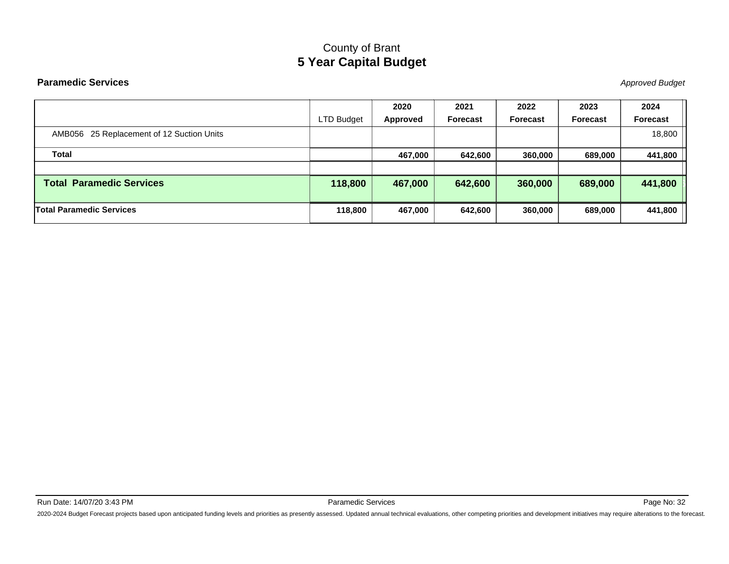County of Brant

# 5 Year Capital Budget

**Paramedic Services** *Approved Budget*

| | LTD Budget | 2020 Approved | 2021 Forecast | 2022 Forecast | 2023 Forecast | 2024 Forecast |
|---|---|---|---|---|---|---|
| AMB056 25 Replacement of 12 Suction Units | | | | | | 18,800 |
| **Total** | | **467,000** | **642,600** | **360,000** | **689,000** | **441,800** |
| | | | | | | |
| **Total Paramedic Services** | **118,800** | **467,000** | **642,600** | **360,000** | **689,000** | **441,800** |
| **Total Paramedic Services** | **118,800** | **467,000** | **642,600** | **360,000** | **689,000** | **441,800** |

Run Date: 14/07/20 3:43 PM

2020-2024 Budget Forecast projects based upon anticipated funding levels and priorities as presently assessed. Updated annual technical evaluations, other competing priorities and development initiatives may require alterations to the forecast.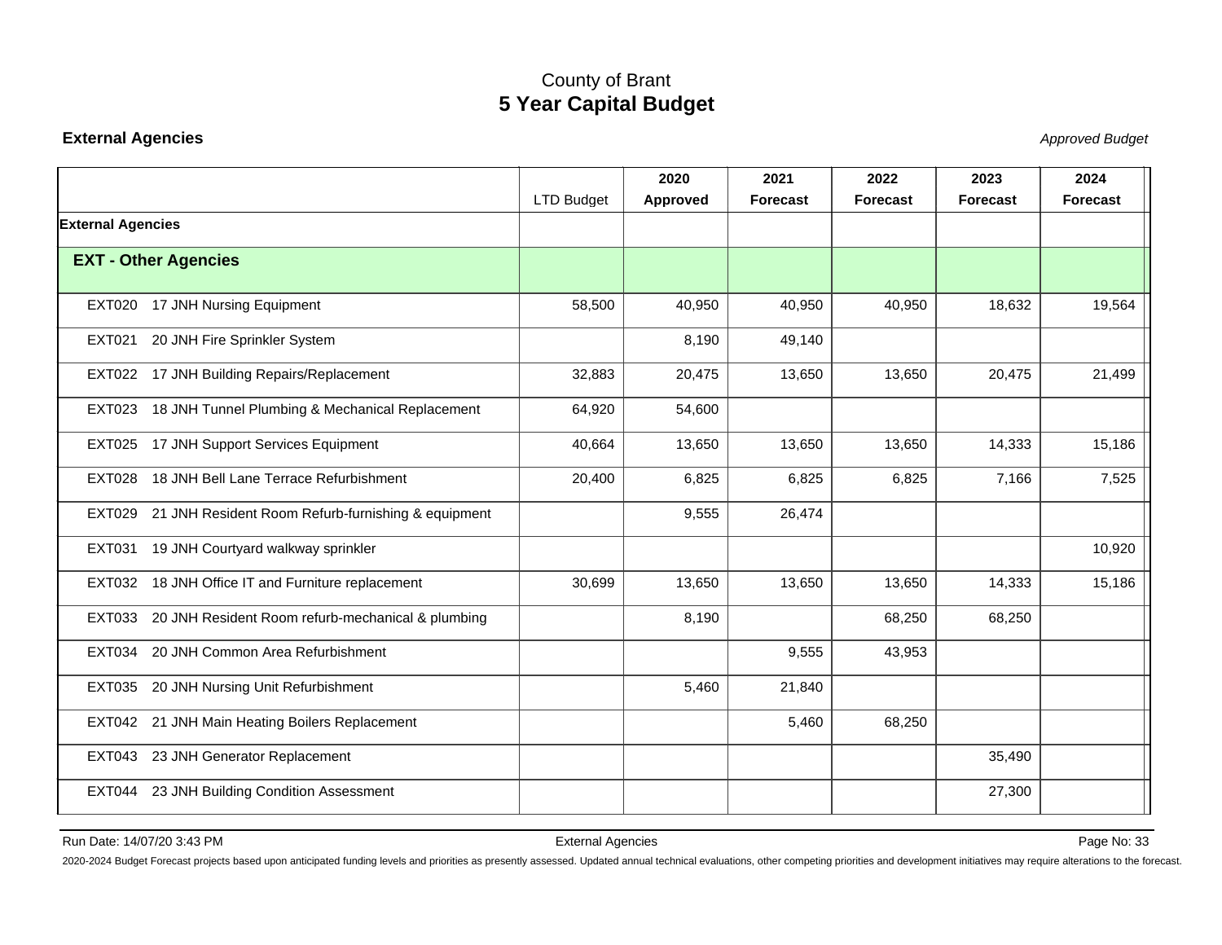County of Brant

# 5 Year Capital Budget

**External Agencies** *Approved Budget*

| | LTD Budget | 2020 Approved | 2021 Forecast | 2022 Forecast | 2023 Forecast | 2024 Forecast |
|---|---|---|---|---|---|---|
| **External Agencies** | | | | | | |
| **EXT - Other Agencies** | | | | | | |
| EXT020 17 JNH Nursing Equipment | 58,500 | 40,950 | 40,950 | 40,950 | 18,632 | 19,564 |
| EXT021 20 JNH Fire Sprinkler System | | 8,190 | 49,140 | | | |
| EXT022 17 JNH Building Repairs/Replacement | 32,883 | 20,475 | 13,650 | 13,650 | 20,475 | 21,499 |
| EXT023 18 JNH Tunnel Plumbing & Mechanical Replacement | 64,920 | 54,600 | | | | |
| EXT025 17 JNH Support Services Equipment | 40,664 | 13,650 | 13,650 | 13,650 | 14,333 | 15,186 |
| EXT028 18 JNH Bell Lane Terrace Refurbishment | 20,400 | 6,825 | 6,825 | 6,825 | 7,166 | 7,525 |
| EXT029 21 JNH Resident Room Refurb-furnishing & equipment | | 9,555 | 26,474 | | | |
| EXT031 19 JNH Courtyard walkway sprinkler | | | | | | 10,920 |
| EXT032 18 JNH Office IT and Furniture replacement | 30,699 | 13,650 | 13,650 | 13,650 | 14,333 | 15,186 |
| EXT033 20 JNH Resident Room refurb-mechanical & plumbing | | 8,190 | | 68,250 | 68,250 | |
| EXT034 20 JNH Common Area Refurbishment | | | 9,555 | 43,953 | | |
| EXT035 20 JNH Nursing Unit Refurbishment | | 5,460 | 21,840 | | | |
| EXT042 21 JNH Main Heating Boilers Replacement | | | 5,460 | 68,250 | | |
| EXT043 23 JNH Generator Replacement | | | | | 35,490 | |
| EXT044 23 JNH Building Condition Assessment | | | | | 27,300 | |

Run Date: 14/07/20 3:43 PM External Agencies

2020-2024 Budget Forecast projects based upon anticipated funding levels and priorities as presently assessed. Updated annual technical evaluations, other competing priorities and development initiatives may require alterations to the forecast.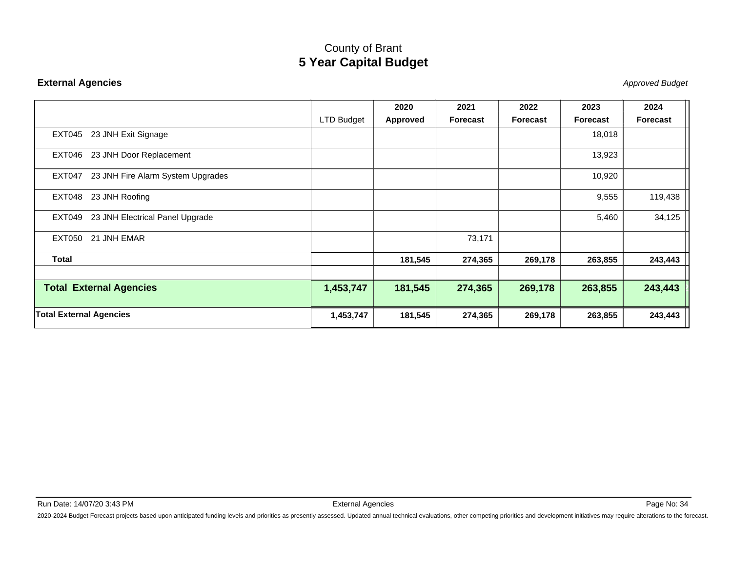County of Brant

# 5 Year Capital Budget

**External Agencies** *Approved Budget*

| | LTD Budget | 2020 Approved | 2021 Forecast | 2022 Forecast | 2023 Forecast | 2024 Forecast |
|---|---|---|---|---|---|---|
| EXT045 23 JNH Exit Signage | | | | | 18,018 | |
| EXT046 23 JNH Door Replacement | | | | | 13,923 | |
| EXT047 23 JNH Fire Alarm System Upgrades | | | | | 10,920 | |
| EXT048 23 JNH Roofing | | | | | 9,555 | 119,438 |
| EXT049 23 JNH Electrical Panel Upgrade | | | | | 5,460 | 34,125 |
| EXT050 21 JNH EMAR | | | 73,171 | | | |
| **Total** | | **181,545** | **274,365** | **269,178** | **263,855** | **243,443** |
| | | | | | | |
| **Total External Agencies** | **1,453,747** | **181,545** | **274,365** | **269,178** | **263,855** | **243,443** |
| **Total External Agencies** | **1,453,747** | **181,545** | **274,365** | **269,178** | **263,855** | **243,443** |

Run Date: 14/07/20 3:43 PM External Agencies

2020-2024 Budget Forecast projects based upon anticipated funding levels and priorities as presently assessed. Updated annual technical evaluations, other competing priorities and development initiatives may require alterations to the forecast.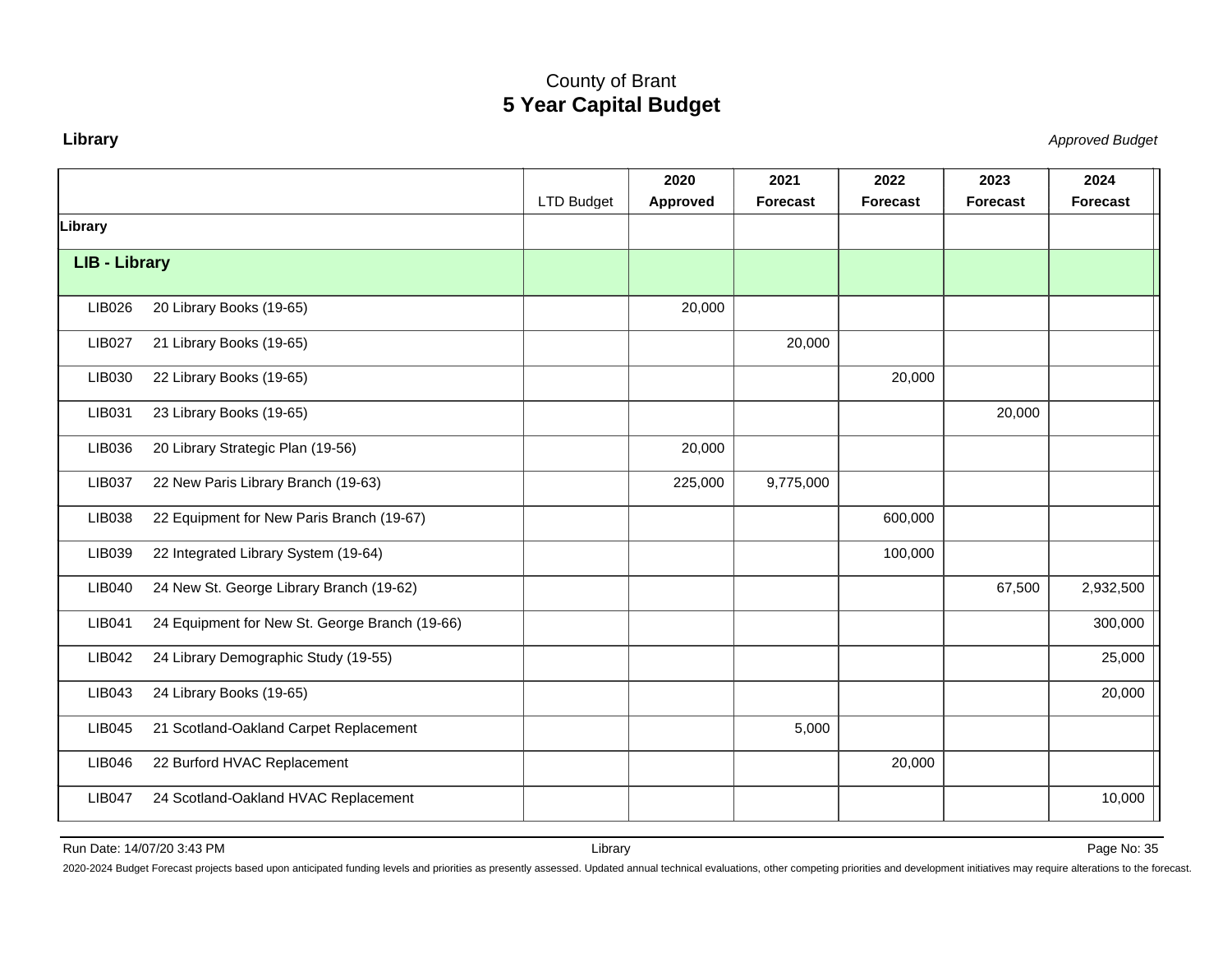# County of Brant
## 5 Year Capital Budget

**Library** *Approved Budget*

| | | LTD Budget | 2020 Approved | 2021 Forecast | 2022 Forecast | 2023 Forecast | 2024 Forecast |
|---|---|---|---|---|---|---|---|
| **Library** | | | | | | | |
| **LIB - Library** | | | | | | | |
| LIB026 | 20 Library Books (19-65) | | 20,000 | | | | |
| LIB027 | 21 Library Books (19-65) | | | 20,000 | | | |
| LIB030 | 22 Library Books (19-65) | | | | 20,000 | | |
| LIB031 | 23 Library Books (19-65) | | | | | 20,000 | |
| LIB036 | 20 Library Strategic Plan (19-56) | | 20,000 | | | | |
| LIB037 | 22 New Paris Library Branch (19-63) | | 225,000 | 9,775,000 | | | |
| LIB038 | 22 Equipment for New Paris Branch (19-67) | | | | 600,000 | | |
| LIB039 | 22 Integrated Library System (19-64) | | | | 100,000 | | |
| LIB040 | 24 New St. George Library Branch (19-62) | | | | | 67,500 | 2,932,500 |
| LIB041 | 24 Equipment for New St. George Branch (19-66) | | | | | | 300,000 |
| LIB042 | 24 Library Demographic Study (19-55) | | | | | | 25,000 |
| LIB043 | 24 Library Books (19-65) | | | | | | 20,000 |
| LIB045 | 21 Scotland-Oakland Carpet Replacement | | | 5,000 | | | |
| LIB046 | 22 Burford HVAC Replacement | | | | 20,000 | | |
| LIB047 | 24 Scotland-Oakland HVAC Replacement | | | | | | 10,000 |

Run Date: 14/07/20 3:43 PM Library

2020-2024 Budget Forecast projects based upon anticipated funding levels and priorities as presently assessed. Updated annual technical evaluations, other competing priorities and development initiatives may require alterations to the forecast.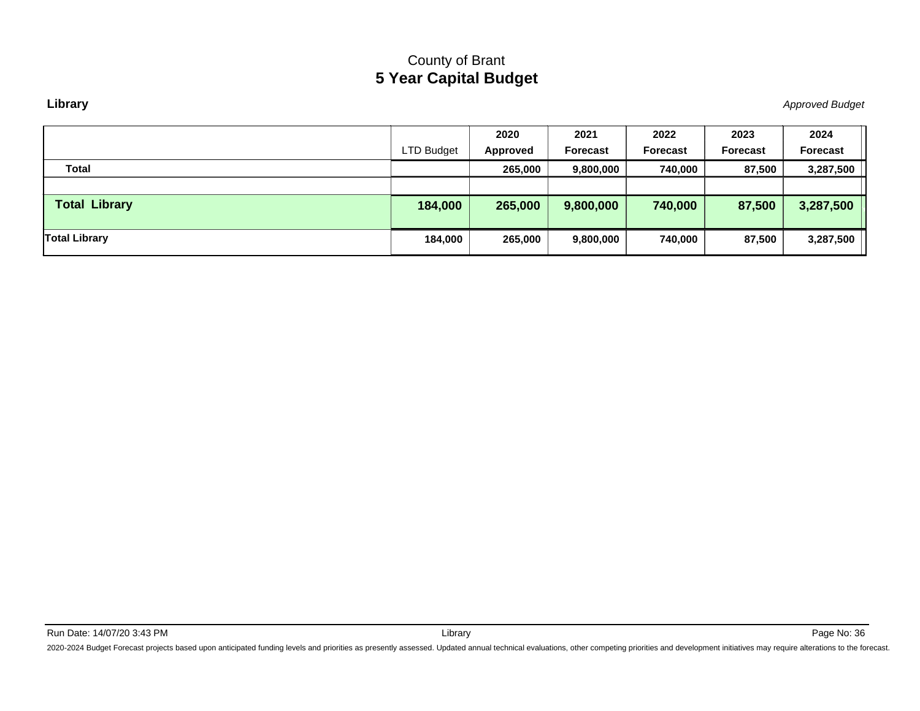County of Brant

# 5 Year Capital Budget

**Library**

*Approved Budget*

| | LTD Budget | 2020 Approved | 2021 Forecast | 2022 Forecast | 2023 Forecast | 2024 Forecast |
|---|---|---|---|---|---|---|
| **Total** | | **265,000** | **9,800,000** | **740,000** | **87,500** | **3,287,500** |
| | | | | | | |
| **Total Library** | **184,000** | **265,000** | **9,800,000** | **740,000** | **87,500** | **3,287,500** |
| **Total Library** | **184,000** | **265,000** | **9,800,000** | **740,000** | **87,500** | **3,287,500** |

Run Date: 14/07/20 3:43 PM

2020-2024 Budget Forecast projects based upon anticipated funding levels and priorities as presently assessed. Updated annual technical evaluations, other competing priorities and development initiatives may require alterations to the forecast.